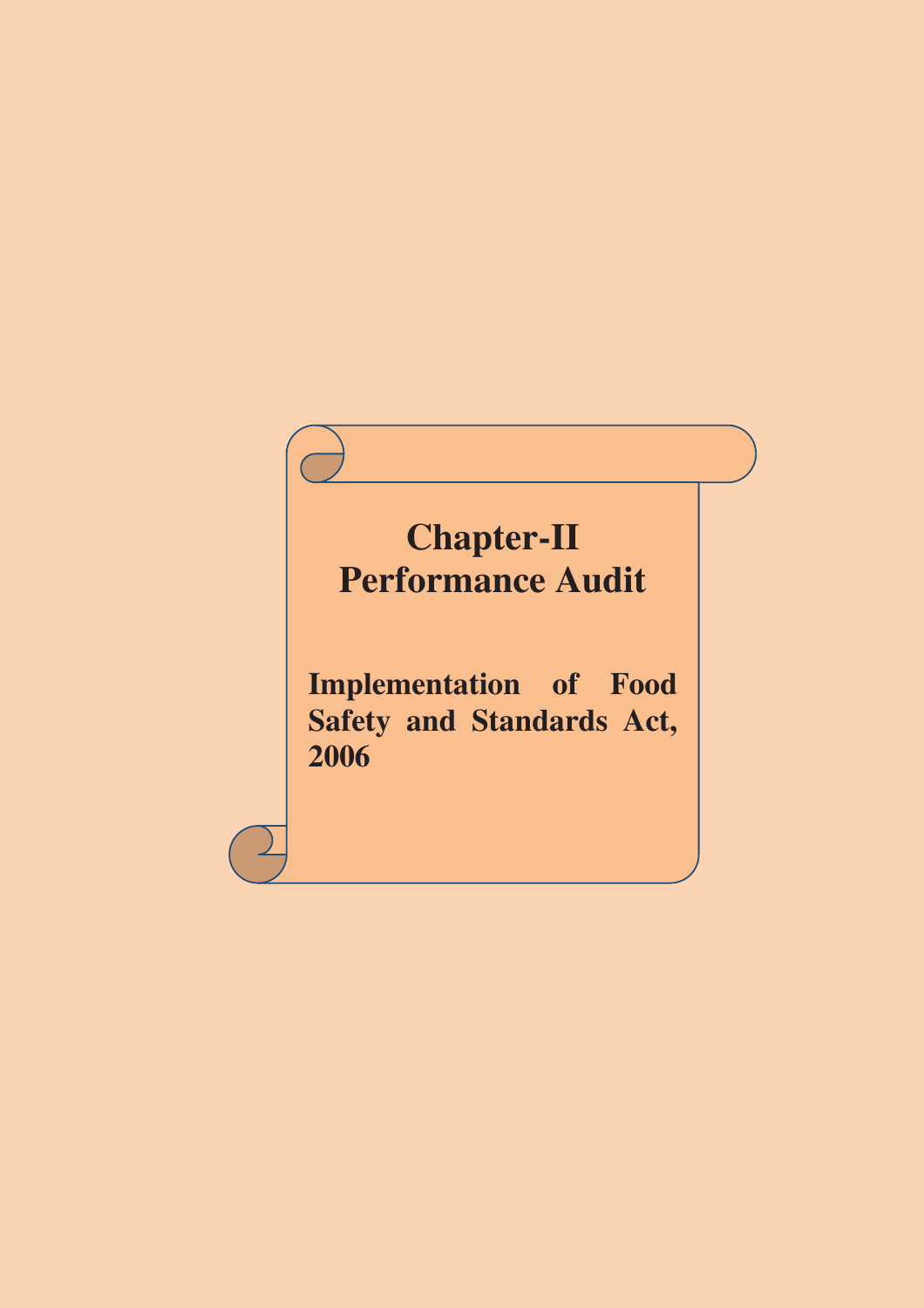# Chapter-II
# Performance Audit

## Implementation of Food Safety and Standards Act, 2006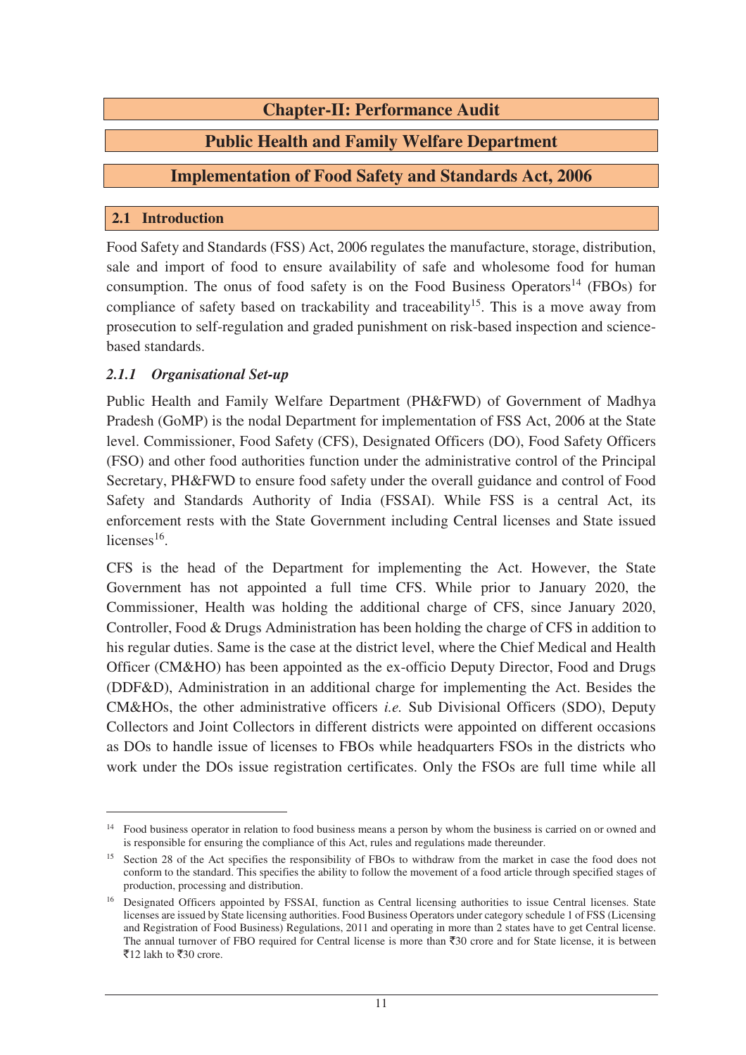# Chapter-II: Performance Audit

## Public Health and Family Welfare Department

## Implementation of Food Safety and Standards Act, 2006

### 2.1 Introduction

Food Safety and Standards (FSS) Act, 2006 regulates the manufacture, storage, distribution, sale and import of food to ensure availability of safe and wholesome food for human consumption. The onus of food safety is on the Food Business Operators[14] (FBOs) for compliance of safety based on trackability and traceability[15]. This is a move away from prosecution to self-regulation and graded punishment on risk-based inspection and science-based standards.

#### *2.1.1 Organisational Set-up*

Public Health and Family Welfare Department (PH&FWD) of Government of Madhya Pradesh (GoMP) is the nodal Department for implementation of FSS Act, 2006 at the State level. Commissioner, Food Safety (CFS), Designated Officers (DO), Food Safety Officers (FSO) and other food authorities function under the administrative control of the Principal Secretary, PH&FWD to ensure food safety under the overall guidance and control of Food Safety and Standards Authority of India (FSSAI). While FSS is a central Act, its enforcement rests with the State Government including Central licenses and State issued licenses[16].

CFS is the head of the Department for implementing the Act. However, the State Government has not appointed a full time CFS. While prior to January 2020, the Commissioner, Health was holding the additional charge of CFS, since January 2020, Controller, Food & Drugs Administration has been holding the charge of CFS in addition to his regular duties. Same is the case at the district level, where the Chief Medical and Health Officer (CM&HO) has been appointed as the ex-officio Deputy Director, Food and Drugs (DDF&D), Administration in an additional charge for implementing the Act. Besides the CM&HOs, the other administrative officers *i.e.* Sub Divisional Officers (SDO), Deputy Collectors and Joint Collectors in different districts were appointed on different occasions as DOs to handle issue of licenses to FBOs while headquarters FSOs in the districts who work under the DOs issue registration certificates. Only the FSOs are full time while all

---

[14] Food business operator in relation to food business means a person by whom the business is carried on or owned and is responsible for ensuring the compliance of this Act, rules and regulations made thereunder.

[15] Section 28 of the Act specifies the responsibility of FBOs to withdraw from the market in case the food does not conform to the standard. This specifies the ability to follow the movement of a food article through specified stages of production, processing and distribution.

[16] Designated Officers appointed by FSSAI, function as Central licensing authorities to issue Central licenses. State licenses are issued by State licensing authorities. Food Business Operators under category schedule 1 of FSS (Licensing and Registration of Food Business) Regulations, 2011 and operating in more than 2 states have to get Central license. The annual turnover of FBO required for Central license is more than ₹30 crore and for State license, it is between ₹12 lakh to ₹30 crore.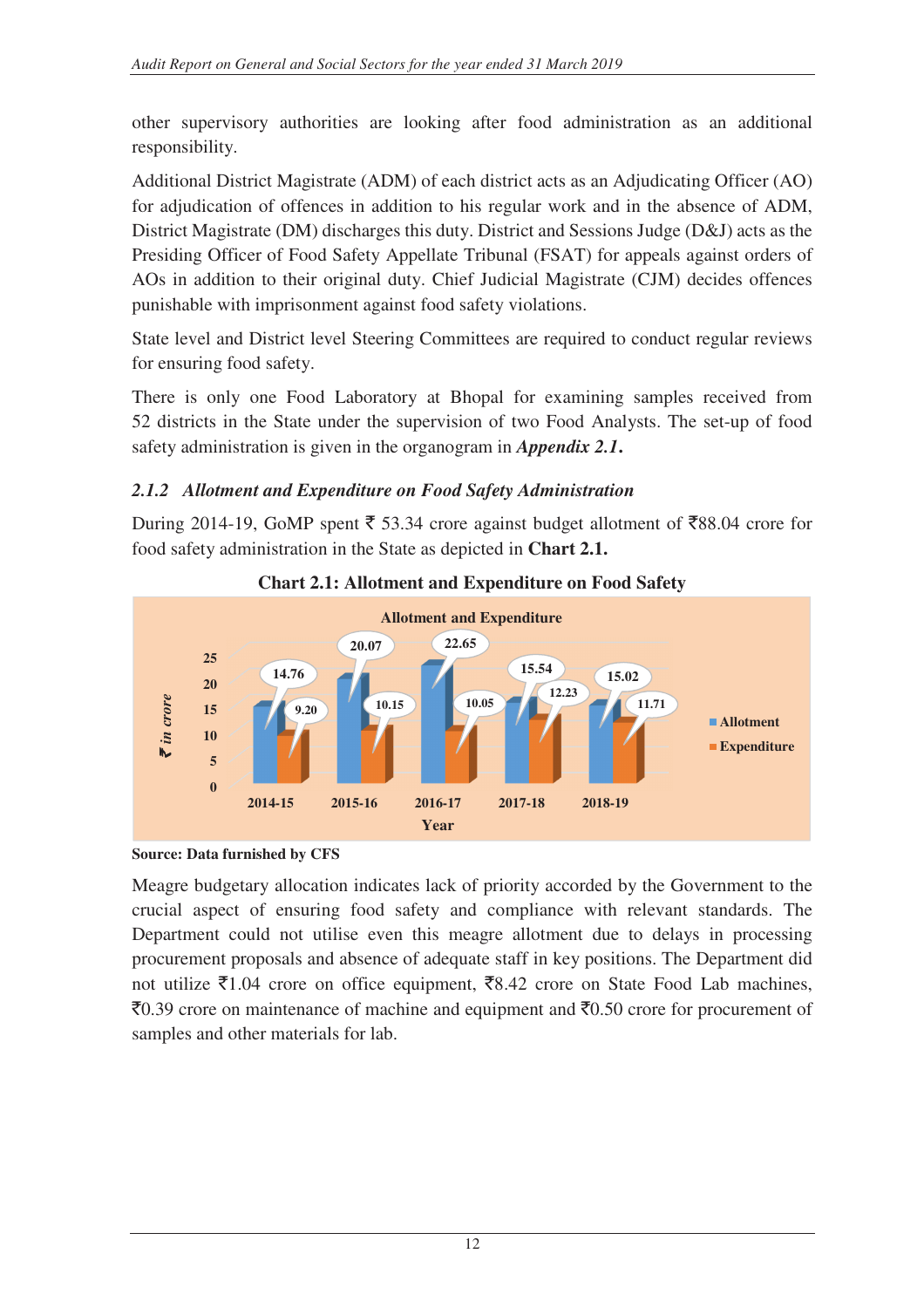other supervisory authorities are looking after food administration as an additional responsibility.

Additional District Magistrate (ADM) of each district acts as an Adjudicating Officer (AO) for adjudication of offences in addition to his regular work and in the absence of ADM, District Magistrate (DM) discharges this duty. District and Sessions Judge (D&J) acts as the Presiding Officer of Food Safety Appellate Tribunal (FSAT) for appeals against orders of AOs in addition to their original duty. Chief Judicial Magistrate (CJM) decides offences punishable with imprisonment against food safety violations.

State level and District level Steering Committees are required to conduct regular reviews for ensuring food safety.

There is only one Food Laboratory at Bhopal for examining samples received from 52 districts in the State under the supervision of two Food Analysts. The set-up of food safety administration is given in the organogram in ***Appendix 2.1***.

### 2.1.2 *Allotment and Expenditure on Food Safety Administration*

During 2014-19, GoMP spent ₹ 53.34 crore against budget allotment of ₹88.04 crore for food safety administration in the State as depicted in **Chart 2.1.**

**Chart 2.1: Allotment and Expenditure on Food Safety**

Allotment and Expenditure (₹ in crore)

| Year | Allotment | Expenditure |
|---|---|---|
| 2014-15 | 14.76 | 9.20 |
| 2015-16 | 20.07 | 10.15 |
| 2016-17 | 22.65 | 10.05 |
| 2017-18 | 15.54 | 12.23 |
| 2018-19 | 15.02 | 11.71 |

**Source: Data furnished by CFS**

Meagre budgetary allocation indicates lack of priority accorded by the Government to the crucial aspect of ensuring food safety and compliance with relevant standards. The Department could not utilise even this meagre allotment due to delays in processing procurement proposals and absence of adequate staff in key positions. The Department did not utilize ₹1.04 crore on office equipment, ₹8.42 crore on State Food Lab machines, ₹0.39 crore on maintenance of machine and equipment and ₹0.50 crore for procurement of samples and other materials for lab.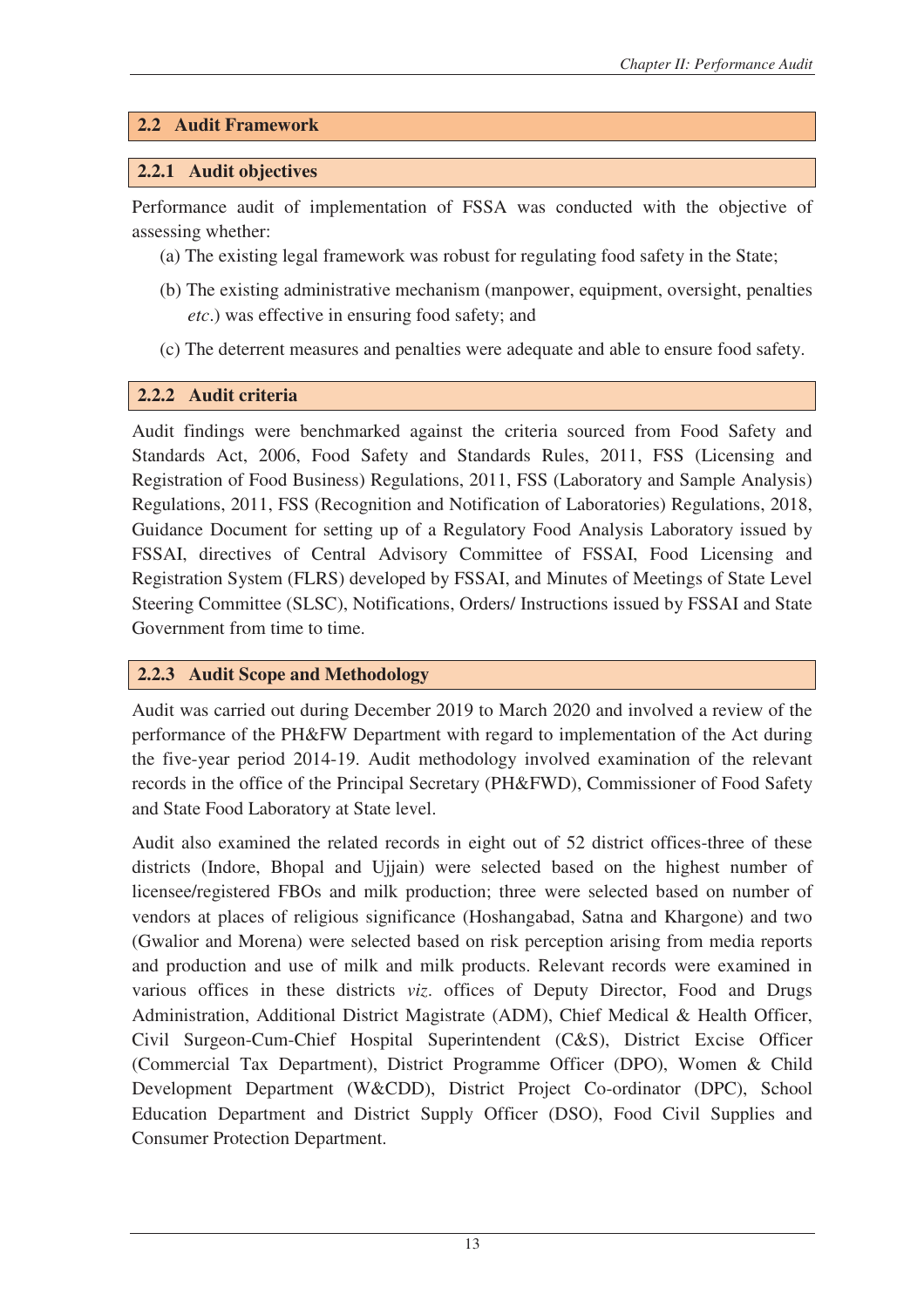## 2.2 Audit Framework

### 2.2.1 Audit objectives

Performance audit of implementation of FSSA was conducted with the objective of assessing whether:

(a) The existing legal framework was robust for regulating food safety in the State;

(b) The existing administrative mechanism (manpower, equipment, oversight, penalties *etc*.) was effective in ensuring food safety; and

(c) The deterrent measures and penalties were adequate and able to ensure food safety.

### 2.2.2 Audit criteria

Audit findings were benchmarked against the criteria sourced from Food Safety and Standards Act, 2006, Food Safety and Standards Rules, 2011, FSS (Licensing and Registration of Food Business) Regulations, 2011, FSS (Laboratory and Sample Analysis) Regulations, 2011, FSS (Recognition and Notification of Laboratories) Regulations, 2018, Guidance Document for setting up of a Regulatory Food Analysis Laboratory issued by FSSAI, directives of Central Advisory Committee of FSSAI, Food Licensing and Registration System (FLRS) developed by FSSAI, and Minutes of Meetings of State Level Steering Committee (SLSC), Notifications, Orders/ Instructions issued by FSSAI and State Government from time to time.

### 2.2.3 Audit Scope and Methodology

Audit was carried out during December 2019 to March 2020 and involved a review of the performance of the PH&FW Department with regard to implementation of the Act during the five-year period 2014-19. Audit methodology involved examination of the relevant records in the office of the Principal Secretary (PH&FWD), Commissioner of Food Safety and State Food Laboratory at State level.

Audit also examined the related records in eight out of 52 district offices-three of these districts (Indore, Bhopal and Ujjain) were selected based on the highest number of licensee/registered FBOs and milk production; three were selected based on number of vendors at places of religious significance (Hoshangabad, Satna and Khargone) and two (Gwalior and Morena) were selected based on risk perception arising from media reports and production and use of milk and milk products. Relevant records were examined in various offices in these districts *viz*. offices of Deputy Director, Food and Drugs Administration, Additional District Magistrate (ADM), Chief Medical & Health Officer, Civil Surgeon-Cum-Chief Hospital Superintendent (C&S), District Excise Officer (Commercial Tax Department), District Programme Officer (DPO), Women & Child Development Department (W&CDD), District Project Co-ordinator (DPC), School Education Department and District Supply Officer (DSO), Food Civil Supplies and Consumer Protection Department.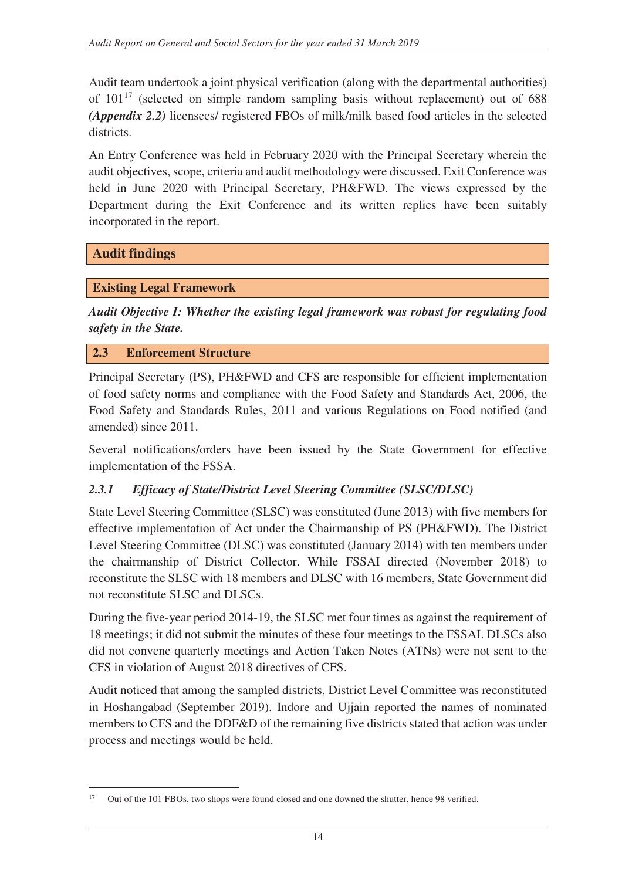Audit team undertook a joint physical verification (along with the departmental authorities) of 101[17] (selected on simple random sampling basis without replacement) out of 688 ***(Appendix 2.2)*** licensees/ registered FBOs of milk/milk based food articles in the selected districts.

An Entry Conference was held in February 2020 with the Principal Secretary wherein the audit objectives, scope, criteria and audit methodology were discussed. Exit Conference was held in June 2020 with Principal Secretary, PH&FWD. The views expressed by the Department during the Exit Conference and its written replies have been suitably incorporated in the report.

## Audit findings

### Existing Legal Framework

***Audit Objective I: Whether the existing legal framework was robust for regulating food safety in the State.***

### 2.3 Enforcement Structure

Principal Secretary (PS), PH&FWD and CFS are responsible for efficient implementation of food safety norms and compliance with the Food Safety and Standards Act, 2006, the Food Safety and Standards Rules, 2011 and various Regulations on Food notified (and amended) since 2011.

Several notifications/orders have been issued by the State Government for effective implementation of the FSSA.

#### *2.3.1 Efficacy of State/District Level Steering Committee (SLSC/DLSC)*

State Level Steering Committee (SLSC) was constituted (June 2013) with five members for effective implementation of Act under the Chairmanship of PS (PH&FWD). The District Level Steering Committee (DLSC) was constituted (January 2014) with ten members under the chairmanship of District Collector. While FSSAI directed (November 2018) to reconstitute the SLSC with 18 members and DLSC with 16 members, State Government did not reconstitute SLSC and DLSCs.

During the five-year period 2014-19, the SLSC met four times as against the requirement of 18 meetings; it did not submit the minutes of these four meetings to the FSSAI. DLSCs also did not convene quarterly meetings and Action Taken Notes (ATNs) were not sent to the CFS in violation of August 2018 directives of CFS.

Audit noticed that among the sampled districts, District Level Committee was reconstituted in Hoshangabad (September 2019). Indore and Ujjain reported the names of nominated members to CFS and the DDF&D of the remaining five districts stated that action was under process and meetings would be held.

---

[17] Out of the 101 FBOs, two shops were found closed and one downed the shutter, hence 98 verified.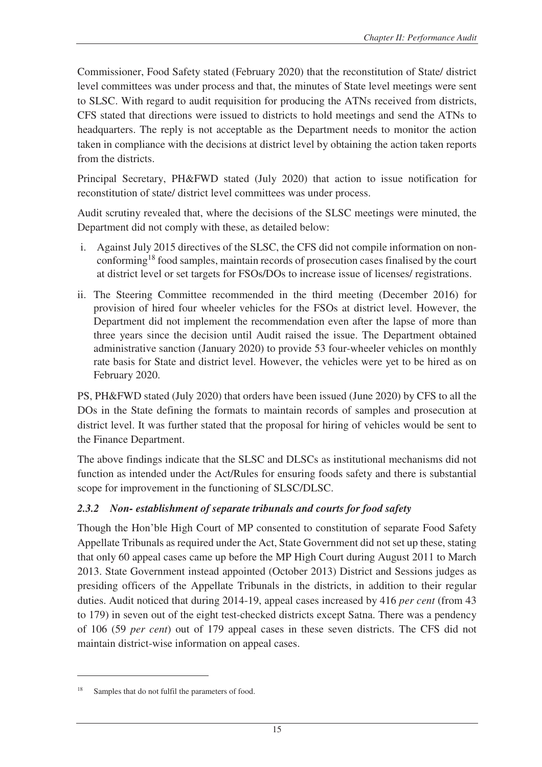Commissioner, Food Safety stated (February 2020) that the reconstitution of State/ district level committees was under process and that, the minutes of State level meetings were sent to SLSC. With regard to audit requisition for producing the ATNs received from districts, CFS stated that directions were issued to districts to hold meetings and send the ATNs to headquarters. The reply is not acceptable as the Department needs to monitor the action taken in compliance with the decisions at district level by obtaining the action taken reports from the districts.

Principal Secretary, PH&FWD stated (July 2020) that action to issue notification for reconstitution of state/ district level committees was under process.

Audit scrutiny revealed that, where the decisions of the SLSC meetings were minuted, the Department did not comply with these, as detailed below:

i. Against July 2015 directives of the SLSC, the CFS did not compile information on non-conforming[18] food samples, maintain records of prosecution cases finalised by the court at district level or set targets for FSOs/DOs to increase issue of licenses/ registrations.

ii. The Steering Committee recommended in the third meeting (December 2016) for provision of hired four wheeler vehicles for the FSOs at district level. However, the Department did not implement the recommendation even after the lapse of more than three years since the decision until Audit raised the issue. The Department obtained administrative sanction (January 2020) to provide 53 four-wheeler vehicles on monthly rate basis for State and district level. However, the vehicles were yet to be hired as on February 2020.

PS, PH&FWD stated (July 2020) that orders have been issued (June 2020) by CFS to all the DOs in the State defining the formats to maintain records of samples and prosecution at district level. It was further stated that the proposal for hiring of vehicles would be sent to the Finance Department.

The above findings indicate that the SLSC and DLSCs as institutional mechanisms did not function as intended under the Act/Rules for ensuring foods safety and there is substantial scope for improvement in the functioning of SLSC/DLSC.

### *2.3.2 Non- establishment of separate tribunals and courts for food safety*

Though the Hon'ble High Court of MP consented to constitution of separate Food Safety Appellate Tribunals as required under the Act, State Government did not set up these, stating that only 60 appeal cases came up before the MP High Court during August 2011 to March 2013. State Government instead appointed (October 2013) District and Sessions judges as presiding officers of the Appellate Tribunals in the districts, in addition to their regular duties. Audit noticed that during 2014-19, appeal cases increased by 416 *per cent* (from 43 to 179) in seven out of the eight test-checked districts except Satna. There was a pendency of 106 (59 *per cent*) out of 179 appeal cases in these seven districts. The CFS did not maintain district-wise information on appeal cases.

---

[18] Samples that do not fulfil the parameters of food.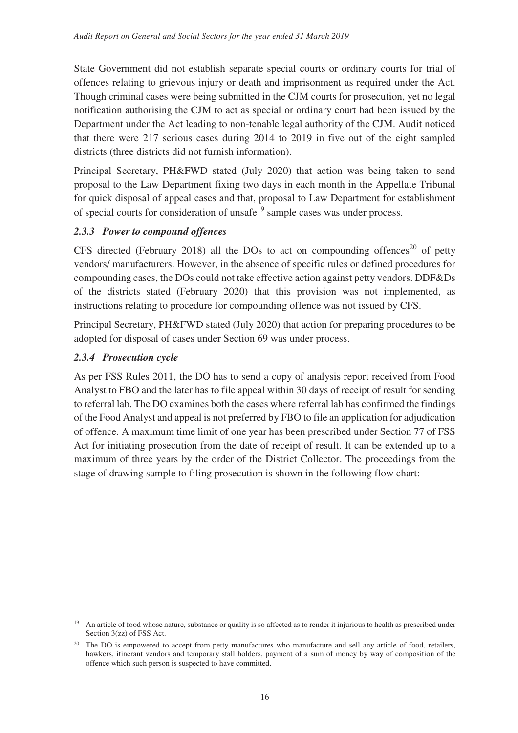State Government did not establish separate special courts or ordinary courts for trial of offences relating to grievous injury or death and imprisonment as required under the Act. Though criminal cases were being submitted in the CJM courts for prosecution, yet no legal notification authorising the CJM to act as special or ordinary court had been issued by the Department under the Act leading to non-tenable legal authority of the CJM. Audit noticed that there were 217 serious cases during 2014 to 2019 in five out of the eight sampled districts (three districts did not furnish information).

Principal Secretary, PH&FWD stated (July 2020) that action was being taken to send proposal to the Law Department fixing two days in each month in the Appellate Tribunal for quick disposal of appeal cases and that, proposal to Law Department for establishment of special courts for consideration of unsafe[19] sample cases was under process.

### *2.3.3 Power to compound offences*

CFS directed (February 2018) all the DOs to act on compounding offences[20] of petty vendors/ manufacturers. However, in the absence of specific rules or defined procedures for compounding cases, the DOs could not take effective action against petty vendors. DDF&Ds of the districts stated (February 2020) that this provision was not implemented, as instructions relating to procedure for compounding offence was not issued by CFS.

Principal Secretary, PH&FWD stated (July 2020) that action for preparing procedures to be adopted for disposal of cases under Section 69 was under process.

### *2.3.4 Prosecution cycle*

As per FSS Rules 2011, the DO has to send a copy of analysis report received from Food Analyst to FBO and the later has to file appeal within 30 days of receipt of result for sending to referral lab. The DO examines both the cases where referral lab has confirmed the findings of the Food Analyst and appeal is not preferred by FBO to file an application for adjudication of offence. A maximum time limit of one year has been prescribed under Section 77 of FSS Act for initiating prosecution from the date of receipt of result. It can be extended up to a maximum of three years by the order of the District Collector. The proceedings from the stage of drawing sample to filing prosecution is shown in the following flow chart:

---

[19] An article of food whose nature, substance or quality is so affected as to render it injurious to health as prescribed under Section 3(zz) of FSS Act.

[20] The DO is empowered to accept from petty manufactures who manufacture and sell any article of food, retailers, hawkers, itinerant vendors and temporary stall holders, payment of a sum of money by way of composition of the offence which such person is suspected to have committed.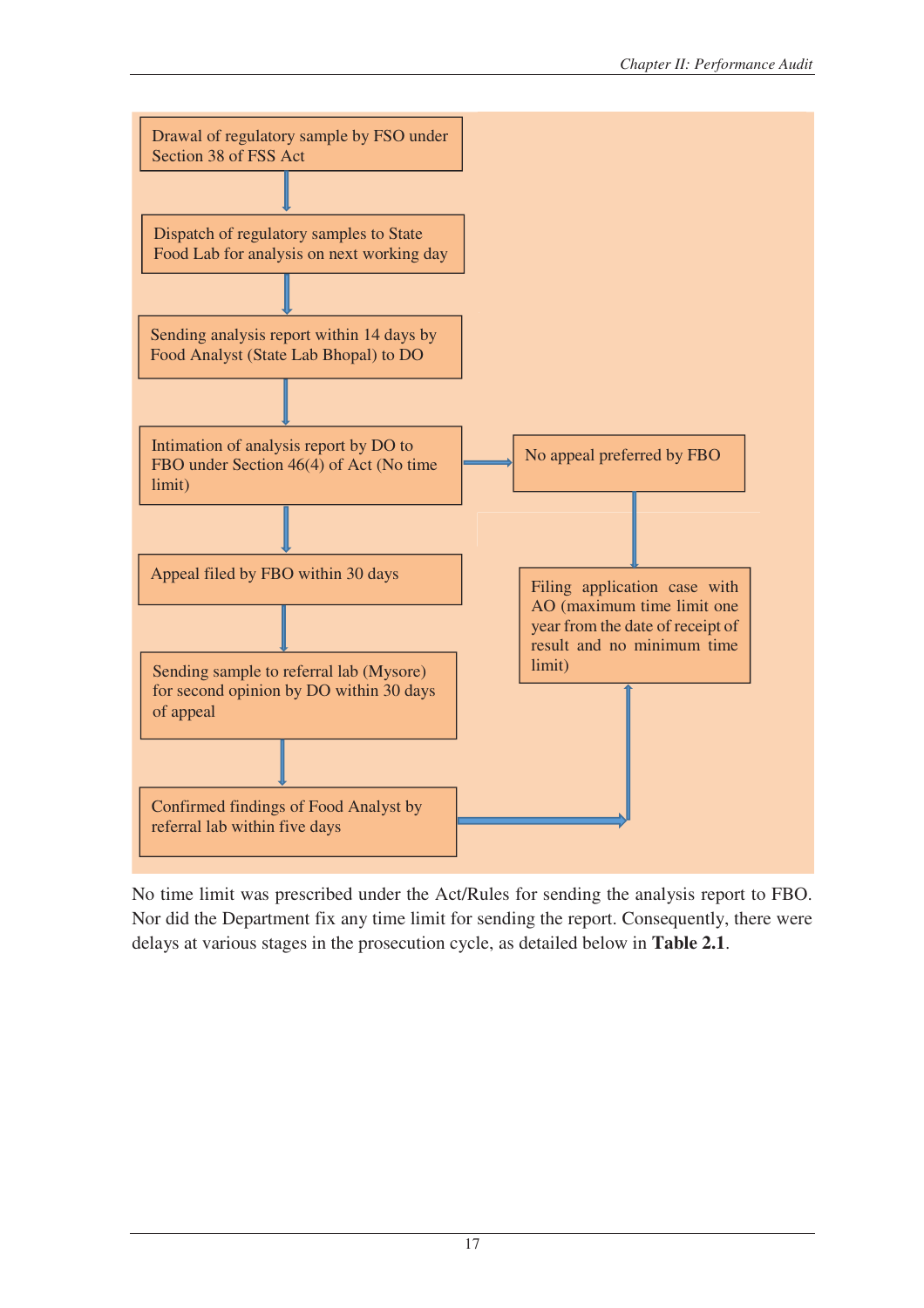Drawal of regulatory sample by FSO under Section 38 of FSS Act

↓

Dispatch of regulatory samples to State Food Lab for analysis on next working day

↓

Sending analysis report within 14 days by Food Analyst (State Lab Bhopal) to DO

↓

Intimation of analysis report by DO to FBO under Section 46(4) of Act (No time limit) → No appeal preferred by FBO → Filing application case with AO (maximum time limit one year from the date of receipt of result and no minimum time limit)

↓

Appeal filed by FBO within 30 days

↓

Sending sample to referral lab (Mysore) for second opinion by DO within 30 days of appeal

↓

Confirmed findings of Food Analyst by referral lab within five days → Filing application case with AO (maximum time limit one year from the date of receipt of result and no minimum time limit)

No time limit was prescribed under the Act/Rules for sending the analysis report to FBO. Nor did the Department fix any time limit for sending the report. Consequently, there were delays at various stages in the prosecution cycle, as detailed below in **Table 2.1**.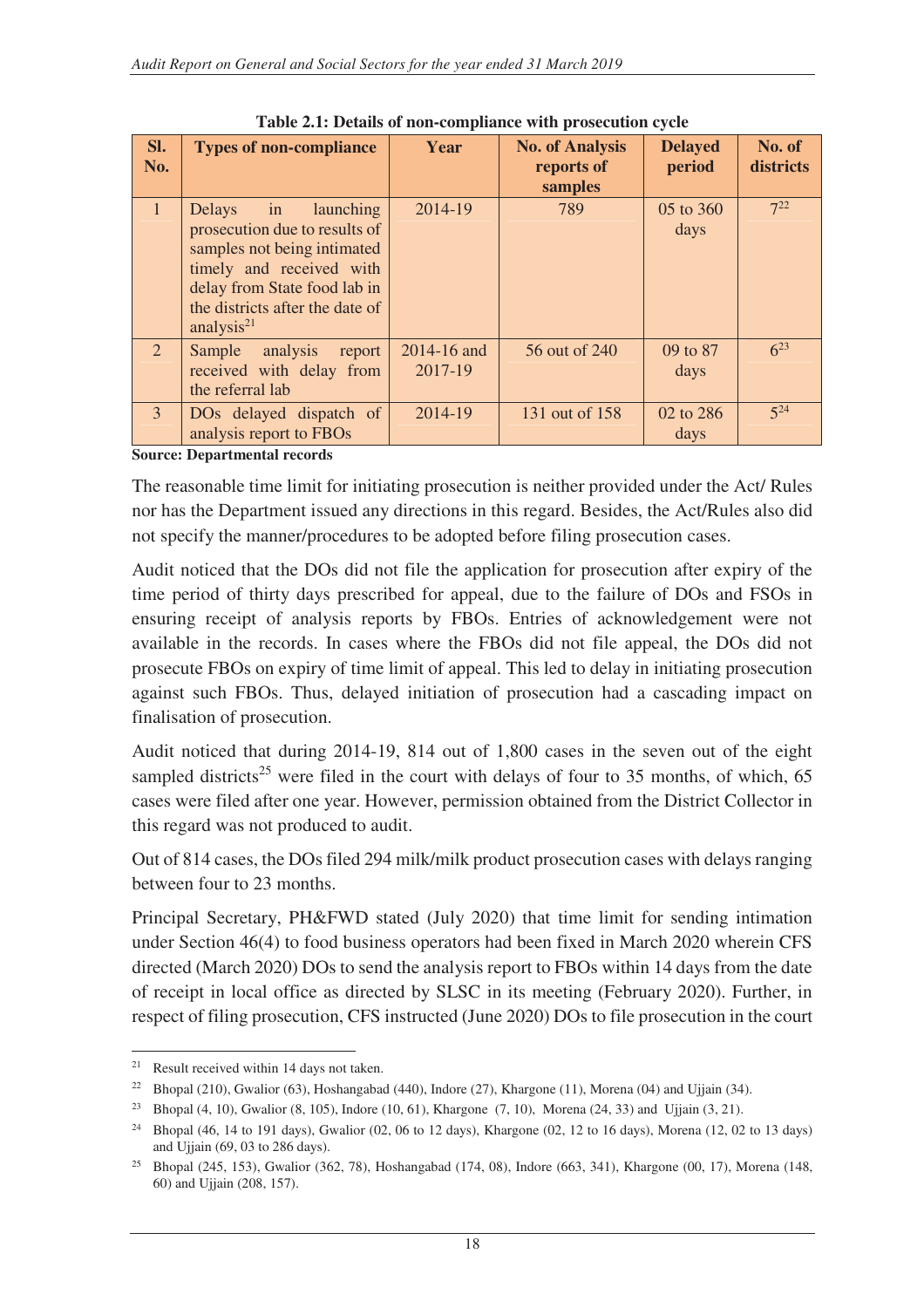**Table 2.1: Details of non-compliance with prosecution cycle**

| Sl. No. | Types of non-compliance | Year | No. of Analysis reports of samples | Delayed period | No. of districts |
|---|---|---|---|---|---|
| 1 | Delays in launching prosecution due to results of samples not being intimated timely and received with delay from State food lab in the districts after the date of analysis[21] | 2014-19 | 789 | 05 to 360 days | 7[22] |
| 2 | Sample analysis report received with delay from the referral lab | 2014-16 and 2017-19 | 56 out of 240 | 09 to 87 days | 6[23] |
| 3 | DOs delayed dispatch of analysis report to FBOs | 2014-19 | 131 out of 158 | 02 to 286 days | 5[24] |

**Source: Departmental records**

The reasonable time limit for initiating prosecution is neither provided under the Act/ Rules nor has the Department issued any directions in this regard. Besides, the Act/Rules also did not specify the manner/procedures to be adopted before filing prosecution cases.

Audit noticed that the DOs did not file the application for prosecution after expiry of the time period of thirty days prescribed for appeal, due to the failure of DOs and FSOs in ensuring receipt of analysis reports by FBOs. Entries of acknowledgement were not available in the records. In cases where the FBOs did not file appeal, the DOs did not prosecute FBOs on expiry of time limit of appeal. This led to delay in initiating prosecution against such FBOs. Thus, delayed initiation of prosecution had a cascading impact on finalisation of prosecution.

Audit noticed that during 2014-19, 814 out of 1,800 cases in the seven out of the eight sampled districts[25] were filed in the court with delays of four to 35 months, of which, 65 cases were filed after one year. However, permission obtained from the District Collector in this regard was not produced to audit.

Out of 814 cases, the DOs filed 294 milk/milk product prosecution cases with delays ranging between four to 23 months.

Principal Secretary, PH&FWD stated (July 2020) that time limit for sending intimation under Section 46(4) to food business operators had been fixed in March 2020 wherein CFS directed (March 2020) DOs to send the analysis report to FBOs within 14 days from the date of receipt in local office as directed by SLSC in its meeting (February 2020). Further, in respect of filing prosecution, CFS instructed (June 2020) DOs to file prosecution in the court

---

[21] Result received within 14 days not taken.

[22] Bhopal (210), Gwalior (63), Hoshangabad (440), Indore (27), Khargone (11), Morena (04) and Ujjain (34).

[23] Bhopal (4, 10), Gwalior (8, 105), Indore (10, 61), Khargone (7, 10), Morena (24, 33) and Ujjain (3, 21).

[24] Bhopal (46, 14 to 191 days), Gwalior (02, 06 to 12 days), Khargone (02, 12 to 16 days), Morena (12, 02 to 13 days) and Ujjain (69, 03 to 286 days).

[25] Bhopal (245, 153), Gwalior (362, 78), Hoshangabad (174, 08), Indore (663, 341), Khargone (00, 17), Morena (148, 60) and Ujjain (208, 157).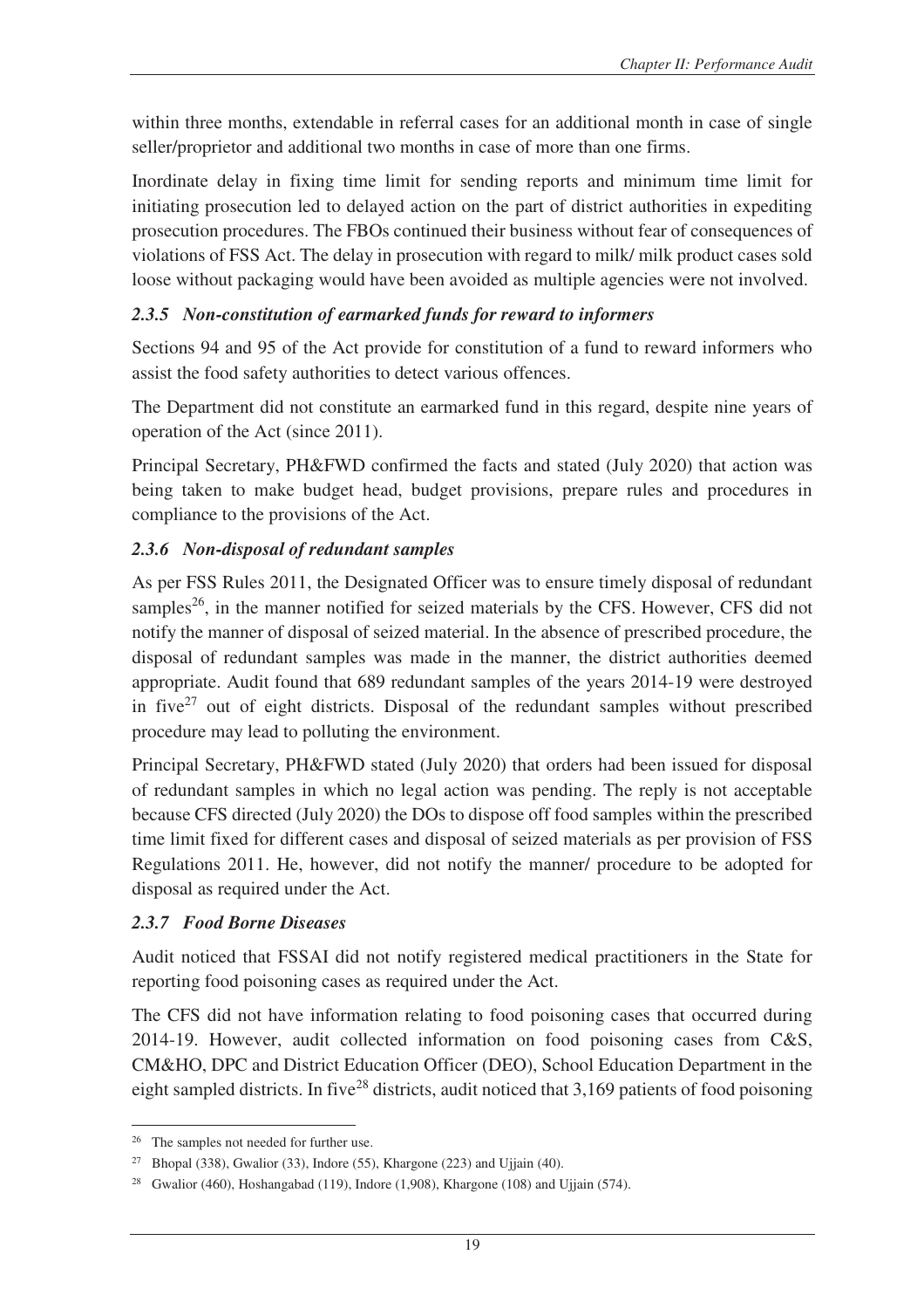within three months, extendable in referral cases for an additional month in case of single seller/proprietor and additional two months in case of more than one firms.

Inordinate delay in fixing time limit for sending reports and minimum time limit for initiating prosecution led to delayed action on the part of district authorities in expediting prosecution procedures. The FBOs continued their business without fear of consequences of violations of FSS Act. The delay in prosecution with regard to milk/ milk product cases sold loose without packaging would have been avoided as multiple agencies were not involved.

### *2.3.5 Non-constitution of earmarked funds for reward to informers*

Sections 94 and 95 of the Act provide for constitution of a fund to reward informers who assist the food safety authorities to detect various offences.

The Department did not constitute an earmarked fund in this regard, despite nine years of operation of the Act (since 2011).

Principal Secretary, PH&FWD confirmed the facts and stated (July 2020) that action was being taken to make budget head, budget provisions, prepare rules and procedures in compliance to the provisions of the Act.

### *2.3.6 Non-disposal of redundant samples*

As per FSS Rules 2011, the Designated Officer was to ensure timely disposal of redundant samples[26], in the manner notified for seized materials by the CFS. However, CFS did not notify the manner of disposal of seized material. In the absence of prescribed procedure, the disposal of redundant samples was made in the manner, the district authorities deemed appropriate. Audit found that 689 redundant samples of the years 2014-19 were destroyed in five[27] out of eight districts. Disposal of the redundant samples without prescribed procedure may lead to polluting the environment.

Principal Secretary, PH&FWD stated (July 2020) that orders had been issued for disposal of redundant samples in which no legal action was pending. The reply is not acceptable because CFS directed (July 2020) the DOs to dispose off food samples within the prescribed time limit fixed for different cases and disposal of seized materials as per provision of FSS Regulations 2011. He, however, did not notify the manner/ procedure to be adopted for disposal as required under the Act.

### *2.3.7 Food Borne Diseases*

Audit noticed that FSSAI did not notify registered medical practitioners in the State for reporting food poisoning cases as required under the Act.

The CFS did not have information relating to food poisoning cases that occurred during 2014-19. However, audit collected information on food poisoning cases from C&S, CM&HO, DPC and District Education Officer (DEO), School Education Department in the eight sampled districts. In five[28] districts, audit noticed that 3,169 patients of food poisoning

---

[26] The samples not needed for further use.

[27] Bhopal (338), Gwalior (33), Indore (55), Khargone (223) and Ujjain (40).

[28] Gwalior (460), Hoshangabad (119), Indore (1,908), Khargone (108) and Ujjain (574).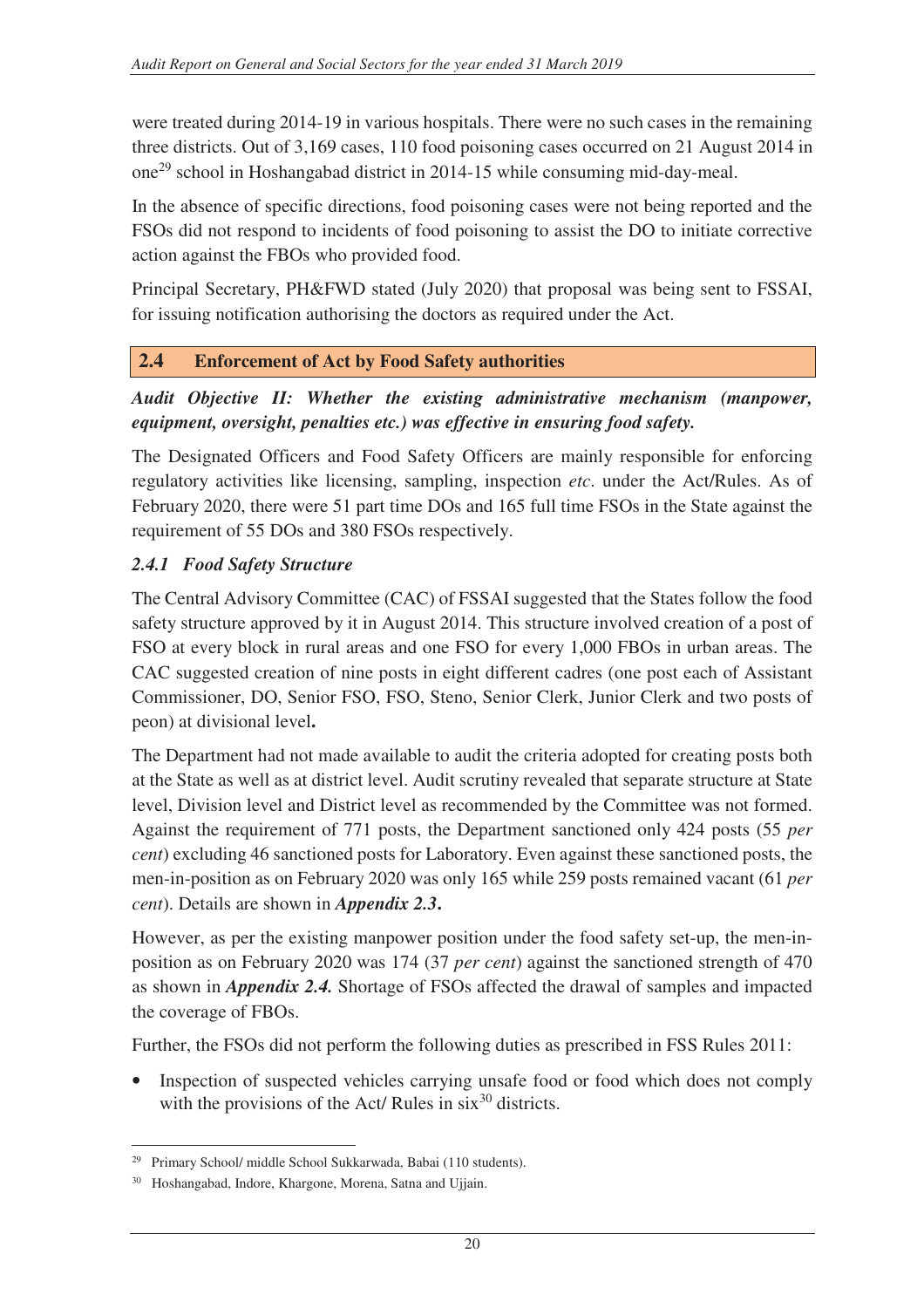were treated during 2014-19 in various hospitals. There were no such cases in the remaining three districts. Out of 3,169 cases, 110 food poisoning cases occurred on 21 August 2014 in one[29] school in Hoshangabad district in 2014-15 while consuming mid-day-meal.

In the absence of specific directions, food poisoning cases were not being reported and the FSOs did not respond to incidents of food poisoning to assist the DO to initiate corrective action against the FBOs who provided food.

Principal Secretary, PH&FWD stated (July 2020) that proposal was being sent to FSSAI, for issuing notification authorising the doctors as required under the Act.

## 2.4 Enforcement of Act by Food Safety authorities

***Audit Objective II: Whether the existing administrative mechanism (manpower, equipment, oversight, penalties etc.) was effective in ensuring food safety.***

The Designated Officers and Food Safety Officers are mainly responsible for enforcing regulatory activities like licensing, sampling, inspection *etc*. under the Act/Rules. As of February 2020, there were 51 part time DOs and 165 full time FSOs in the State against the requirement of 55 DOs and 380 FSOs respectively.

### *2.4.1 Food Safety Structure*

The Central Advisory Committee (CAC) of FSSAI suggested that the States follow the food safety structure approved by it in August 2014. This structure involved creation of a post of FSO at every block in rural areas and one FSO for every 1,000 FBOs in urban areas. The CAC suggested creation of nine posts in eight different cadres (one post each of Assistant Commissioner, DO, Senior FSO, FSO, Steno, Senior Clerk, Junior Clerk and two posts of peon) at divisional level**.**

The Department had not made available to audit the criteria adopted for creating posts both at the State as well as at district level. Audit scrutiny revealed that separate structure at State level, Division level and District level as recommended by the Committee was not formed. Against the requirement of 771 posts, the Department sanctioned only 424 posts (55 *per cent*) excluding 46 sanctioned posts for Laboratory. Even against these sanctioned posts, the men-in-position as on February 2020 was only 165 while 259 posts remained vacant (61 *per cent*). Details are shown in ***Appendix 2.3*****.**

However, as per the existing manpower position under the food safety set-up, the men-in-position as on February 2020 was 174 (37 *per cent*) against the sanctioned strength of 470 as shown in ***Appendix 2.4.*** Shortage of FSOs affected the drawal of samples and impacted the coverage of FBOs.

Further, the FSOs did not perform the following duties as prescribed in FSS Rules 2011:

- Inspection of suspected vehicles carrying unsafe food or food which does not comply with the provisions of the Act/ Rules in six[30] districts.

---

[29] Primary School/ middle School Sukkarwada, Babai (110 students).

[30] Hoshangabad, Indore, Khargone, Morena, Satna and Ujjain.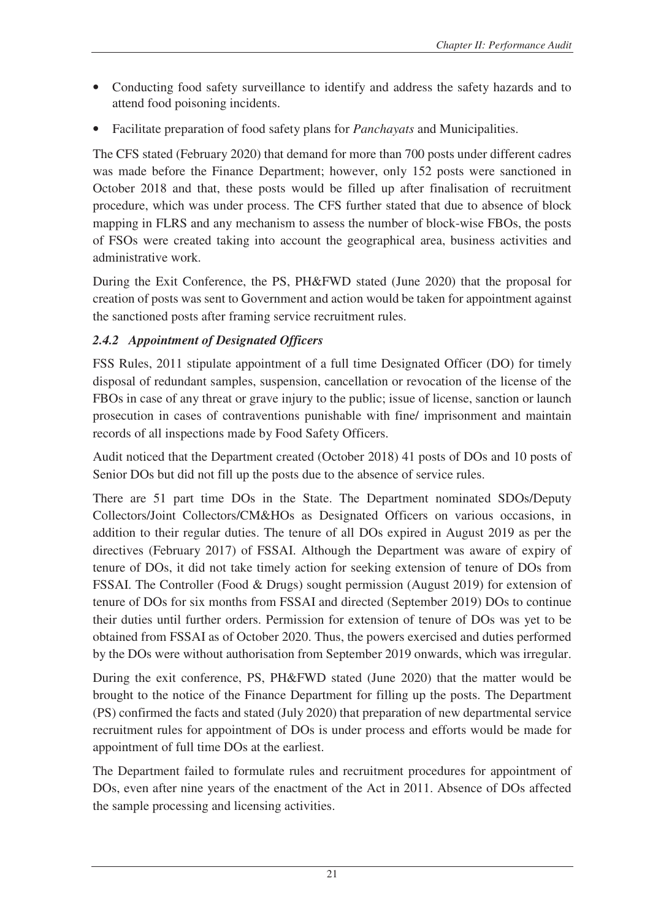- Conducting food safety surveillance to identify and address the safety hazards and to attend food poisoning incidents.
- Facilitate preparation of food safety plans for *Panchayats* and Municipalities.

The CFS stated (February 2020) that demand for more than 700 posts under different cadres was made before the Finance Department; however, only 152 posts were sanctioned in October 2018 and that, these posts would be filled up after finalisation of recruitment procedure, which was under process. The CFS further stated that due to absence of block mapping in FLRS and any mechanism to assess the number of block-wise FBOs, the posts of FSOs were created taking into account the geographical area, business activities and administrative work.

During the Exit Conference, the PS, PH&FWD stated (June 2020) that the proposal for creation of posts was sent to Government and action would be taken for appointment against the sanctioned posts after framing service recruitment rules.

### *2.4.2 Appointment of Designated Officers*

FSS Rules, 2011 stipulate appointment of a full time Designated Officer (DO) for timely disposal of redundant samples, suspension, cancellation or revocation of the license of the FBOs in case of any threat or grave injury to the public; issue of license, sanction or launch prosecution in cases of contraventions punishable with fine/ imprisonment and maintain records of all inspections made by Food Safety Officers.

Audit noticed that the Department created (October 2018) 41 posts of DOs and 10 posts of Senior DOs but did not fill up the posts due to the absence of service rules.

There are 51 part time DOs in the State. The Department nominated SDOs/Deputy Collectors/Joint Collectors/CM&HOs as Designated Officers on various occasions, in addition to their regular duties. The tenure of all DOs expired in August 2019 as per the directives (February 2017) of FSSAI. Although the Department was aware of expiry of tenure of DOs, it did not take timely action for seeking extension of tenure of DOs from FSSAI. The Controller (Food & Drugs) sought permission (August 2019) for extension of tenure of DOs for six months from FSSAI and directed (September 2019) DOs to continue their duties until further orders. Permission for extension of tenure of DOs was yet to be obtained from FSSAI as of October 2020. Thus, the powers exercised and duties performed by the DOs were without authorisation from September 2019 onwards, which was irregular.

During the exit conference, PS, PH&FWD stated (June 2020) that the matter would be brought to the notice of the Finance Department for filling up the posts. The Department (PS) confirmed the facts and stated (July 2020) that preparation of new departmental service recruitment rules for appointment of DOs is under process and efforts would be made for appointment of full time DOs at the earliest.

The Department failed to formulate rules and recruitment procedures for appointment of DOs, even after nine years of the enactment of the Act in 2011. Absence of DOs affected the sample processing and licensing activities.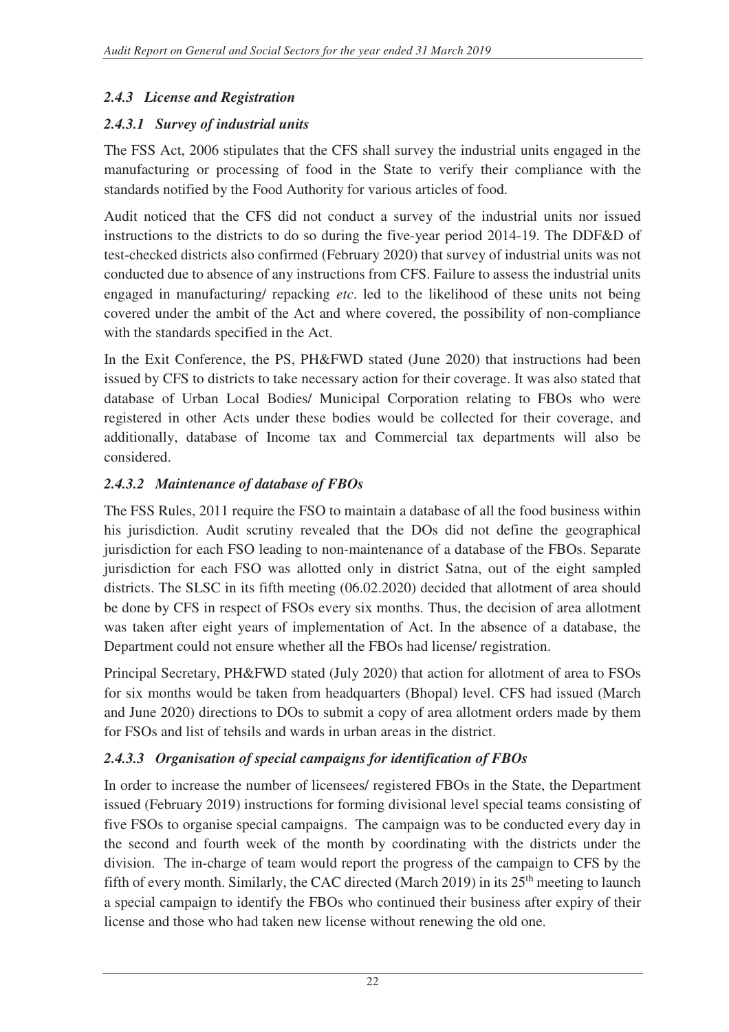### *2.4.3 License and Registration*

#### *2.4.3.1 Survey of industrial units*

The FSS Act, 2006 stipulates that the CFS shall survey the industrial units engaged in the manufacturing or processing of food in the State to verify their compliance with the standards notified by the Food Authority for various articles of food.

Audit noticed that the CFS did not conduct a survey of the industrial units nor issued instructions to the districts to do so during the five-year period 2014-19. The DDF&D of test-checked districts also confirmed (February 2020) that survey of industrial units was not conducted due to absence of any instructions from CFS. Failure to assess the industrial units engaged in manufacturing/ repacking *etc*. led to the likelihood of these units not being covered under the ambit of the Act and where covered, the possibility of non-compliance with the standards specified in the Act.

In the Exit Conference, the PS, PH&FWD stated (June 2020) that instructions had been issued by CFS to districts to take necessary action for their coverage. It was also stated that database of Urban Local Bodies/ Municipal Corporation relating to FBOs who were registered in other Acts under these bodies would be collected for their coverage, and additionally, database of Income tax and Commercial tax departments will also be considered.

#### *2.4.3.2 Maintenance of database of FBOs*

The FSS Rules, 2011 require the FSO to maintain a database of all the food business within his jurisdiction. Audit scrutiny revealed that the DOs did not define the geographical jurisdiction for each FSO leading to non-maintenance of a database of the FBOs. Separate jurisdiction for each FSO was allotted only in district Satna, out of the eight sampled districts. The SLSC in its fifth meeting (06.02.2020) decided that allotment of area should be done by CFS in respect of FSOs every six months. Thus, the decision of area allotment was taken after eight years of implementation of Act. In the absence of a database, the Department could not ensure whether all the FBOs had license/ registration.

Principal Secretary, PH&FWD stated (July 2020) that action for allotment of area to FSOs for six months would be taken from headquarters (Bhopal) level. CFS had issued (March and June 2020) directions to DOs to submit a copy of area allotment orders made by them for FSOs and list of tehsils and wards in urban areas in the district.

#### *2.4.3.3 Organisation of special campaigns for identification of FBOs*

In order to increase the number of licensees/ registered FBOs in the State, the Department issued (February 2019) instructions for forming divisional level special teams consisting of five FSOs to organise special campaigns. The campaign was to be conducted every day in the second and fourth week of the month by coordinating with the districts under the division. The in-charge of team would report the progress of the campaign to CFS by the fifth of every month. Similarly, the CAC directed (March 2019) in its 25th meeting to launch a special campaign to identify the FBOs who continued their business after expiry of their license and those who had taken new license without renewing the old one.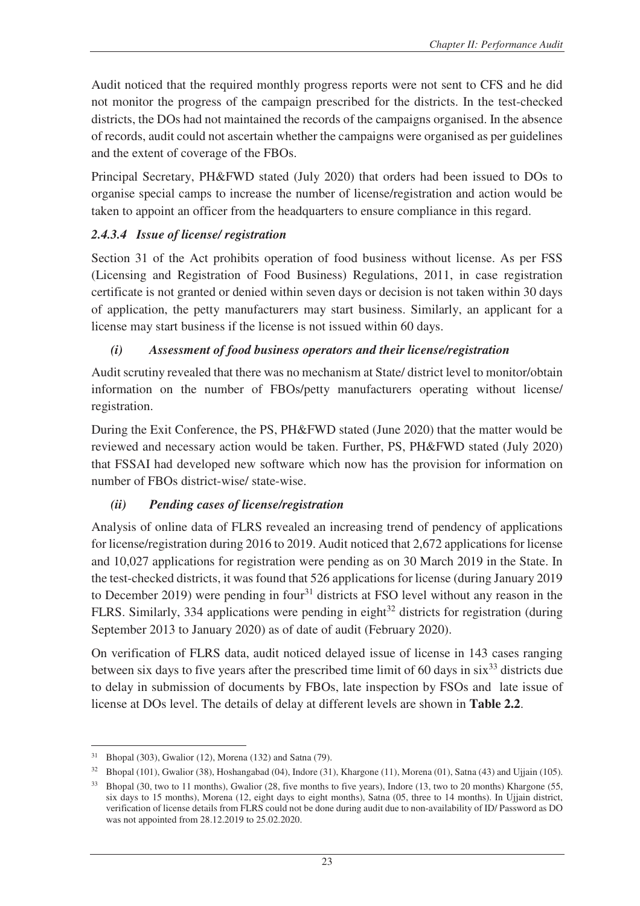Audit noticed that the required monthly progress reports were not sent to CFS and he did not monitor the progress of the campaign prescribed for the districts. In the test-checked districts, the DOs had not maintained the records of the campaigns organised. In the absence of records, audit could not ascertain whether the campaigns were organised as per guidelines and the extent of coverage of the FBOs.

Principal Secretary, PH&FWD stated (July 2020) that orders had been issued to DOs to organise special camps to increase the number of license/registration and action would be taken to appoint an officer from the headquarters to ensure compliance in this regard.

#### *2.4.3.4 Issue of license/ registration*

Section 31 of the Act prohibits operation of food business without license. As per FSS (Licensing and Registration of Food Business) Regulations, 2011, in case registration certificate is not granted or denied within seven days or decision is not taken within 30 days of application, the petty manufacturers may start business. Similarly, an applicant for a license may start business if the license is not issued within 60 days.

##### *(i) Assessment of food business operators and their license/registration*

Audit scrutiny revealed that there was no mechanism at State/ district level to monitor/obtain information on the number of FBOs/petty manufacturers operating without license/ registration.

During the Exit Conference, the PS, PH&FWD stated (June 2020) that the matter would be reviewed and necessary action would be taken. Further, PS, PH&FWD stated (July 2020) that FSSAI had developed new software which now has the provision for information on number of FBOs district-wise/ state-wise.

##### *(ii) Pending cases of license/registration*

Analysis of online data of FLRS revealed an increasing trend of pendency of applications for license/registration during 2016 to 2019. Audit noticed that 2,672 applications for license and 10,027 applications for registration were pending as on 30 March 2019 in the State. In the test-checked districts, it was found that 526 applications for license (during January 2019 to December 2019) were pending in four[31] districts at FSO level without any reason in the FLRS. Similarly, 334 applications were pending in eight[32] districts for registration (during September 2013 to January 2020) as of date of audit (February 2020).

On verification of FLRS data, audit noticed delayed issue of license in 143 cases ranging between six days to five years after the prescribed time limit of 60 days in six[33] districts due to delay in submission of documents by FBOs, late inspection by FSOs and late issue of license at DOs level. The details of delay at different levels are shown in **Table 2.2**.

---

[31] Bhopal (303), Gwalior (12), Morena (132) and Satna (79).

[32] Bhopal (101), Gwalior (38), Hoshangabad (04), Indore (31), Khargone (11), Morena (01), Satna (43) and Ujjain (105).

[33] Bhopal (30, two to 11 months), Gwalior (28, five months to five years), Indore (13, two to 20 months) Khargone (55, six days to 15 months), Morena (12, eight days to eight months), Satna (05, three to 14 months). In Ujjain district, verification of license details from FLRS could not be done during audit due to non-availability of ID/ Password as DO was not appointed from 28.12.2019 to 25.02.2020.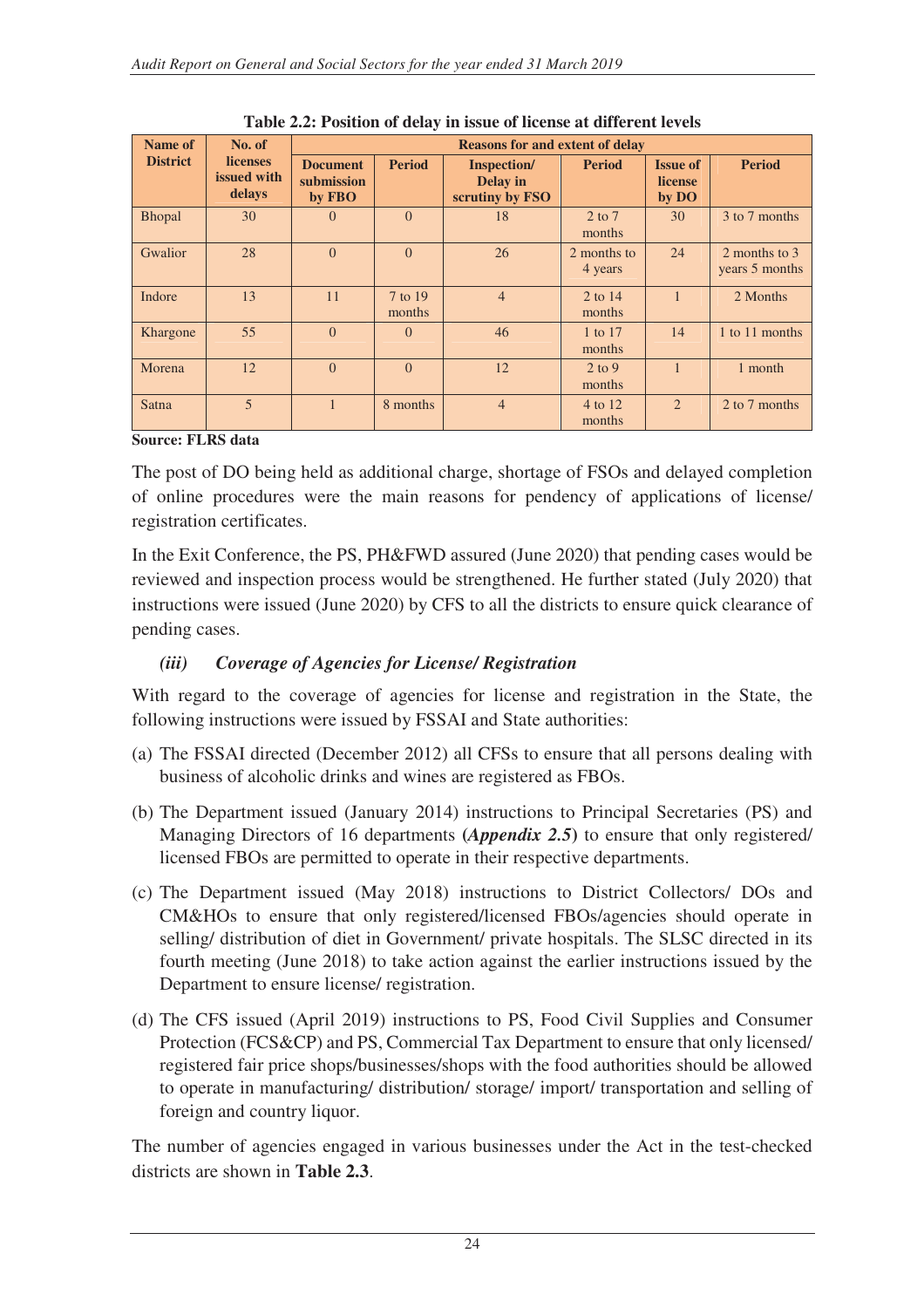**Table 2.2: Position of delay in issue of license at different levels**

| Name of District | No. of licenses issued with delays | Reasons for and extent of delay | | | | | |
|---|---|---|---|---|---|---|---|
| | | Document submission by FBO | Period | Inspection/ Delay in scrutiny by FSO | Period | Issue of license by DO | Period |
| Bhopal | 30 | 0 | 0 | 18 | 2 to 7 months | 30 | 3 to 7 months |
| Gwalior | 28 | 0 | 0 | 26 | 2 months to 4 years | 24 | 2 months to 3 years 5 months |
| Indore | 13 | 11 | 7 to 19 months | 4 | 2 to 14 months | 1 | 2 Months |
| Khargone | 55 | 0 | 0 | 46 | 1 to 17 months | 14 | 1 to 11 months |
| Morena | 12 | 0 | 0 | 12 | 2 to 9 months | 1 | 1 month |
| Satna | 5 | 1 | 8 months | 4 | 4 to 12 months | 2 | 2 to 7 months |

**Source: FLRS data**

The post of DO being held as additional charge, shortage of FSOs and delayed completion of online procedures were the main reasons for pendency of applications of license/ registration certificates.

In the Exit Conference, the PS, PH&FWD assured (June 2020) that pending cases would be reviewed and inspection process would be strengthened. He further stated (July 2020) that instructions were issued (June 2020) by CFS to all the districts to ensure quick clearance of pending cases.

### *(iii) Coverage of Agencies for License/ Registration*

With regard to the coverage of agencies for license and registration in the State, the following instructions were issued by FSSAI and State authorities:

(a) The FSSAI directed (December 2012) all CFSs to ensure that all persons dealing with business of alcoholic drinks and wines are registered as FBOs.

(b) The Department issued (January 2014) instructions to Principal Secretaries (PS) and Managing Directors of 16 departments **(*Appendix 2.5*)** to ensure that only registered/ licensed FBOs are permitted to operate in their respective departments.

(c) The Department issued (May 2018) instructions to District Collectors/ DOs and CM&HOs to ensure that only registered/licensed FBOs/agencies should operate in selling/ distribution of diet in Government/ private hospitals. The SLSC directed in its fourth meeting (June 2018) to take action against the earlier instructions issued by the Department to ensure license/ registration.

(d) The CFS issued (April 2019) instructions to PS, Food Civil Supplies and Consumer Protection (FCS&CP) and PS, Commercial Tax Department to ensure that only licensed/ registered fair price shops/businesses/shops with the food authorities should be allowed to operate in manufacturing/ distribution/ storage/ import/ transportation and selling of foreign and country liquor.

The number of agencies engaged in various businesses under the Act in the test-checked districts are shown in **Table 2.3**.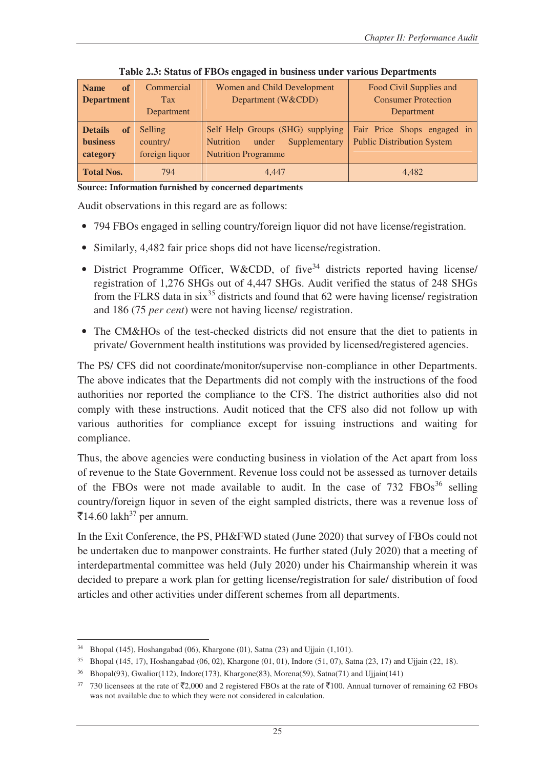**Table 2.3: Status of FBOs engaged in business under various Departments**

| **Name of Department** | Commercial Tax Department | Women and Child Development Department (W&CDD) | Food Civil Supplies and Consumer Protection Department |
|---|---|---|---|
| **Details of business category** | Selling country/ foreign liquor | Self Help Groups (SHG) supplying Nutrition under Supplementary Nutrition Programme | Fair Price Shops engaged in Public Distribution System |
| **Total Nos.** | 794 | 4,447 | 4,482 |

**Source: Information furnished by concerned departments**

Audit observations in this regard are as follows:

- 794 FBOs engaged in selling country/foreign liquor did not have license/registration.
- Similarly, 4,482 fair price shops did not have license/registration.
- District Programme Officer, W&CDD, of five[34] districts reported having license/ registration of 1,276 SHGs out of 4,447 SHGs. Audit verified the status of 248 SHGs from the FLRS data in six[35] districts and found that 62 were having license/ registration and 186 (75 *per cent*) were not having license/ registration.
- The CM&HOs of the test-checked districts did not ensure that the diet to patients in private/ Government health institutions was provided by licensed/registered agencies.

The PS/ CFS did not coordinate/monitor/supervise non-compliance in other Departments. The above indicates that the Departments did not comply with the instructions of the food authorities nor reported the compliance to the CFS. The district authorities also did not comply with these instructions. Audit noticed that the CFS also did not follow up with various authorities for compliance except for issuing instructions and waiting for compliance.

Thus, the above agencies were conducting business in violation of the Act apart from loss of revenue to the State Government. Revenue loss could not be assessed as turnover details of the FBOs were not made available to audit. In the case of 732 FBOs[36] selling country/foreign liquor in seven of the eight sampled districts, there was a revenue loss of ₹14.60 lakh[37] per annum.

In the Exit Conference, the PS, PH&FWD stated (June 2020) that survey of FBOs could not be undertaken due to manpower constraints. He further stated (July 2020) that a meeting of interdepartmental committee was held (July 2020) under his Chairmanship wherein it was decided to prepare a work plan for getting license/registration for sale/ distribution of food articles and other activities under different schemes from all departments.

---

[34] Bhopal (145), Hoshangabad (06), Khargone (01), Satna (23) and Ujjain (1,101).

[35] Bhopal (145, 17), Hoshangabad (06, 02), Khargone (01, 01), Indore (51, 07), Satna (23, 17) and Ujjain (22, 18).

[36] Bhopal(93), Gwalior(112), Indore(173), Khargone(83), Morena(59), Satna(71) and Ujjain(141)

[37] 730 licensees at the rate of ₹2,000 and 2 registered FBOs at the rate of ₹100. Annual turnover of remaining 62 FBOs was not available due to which they were not considered in calculation.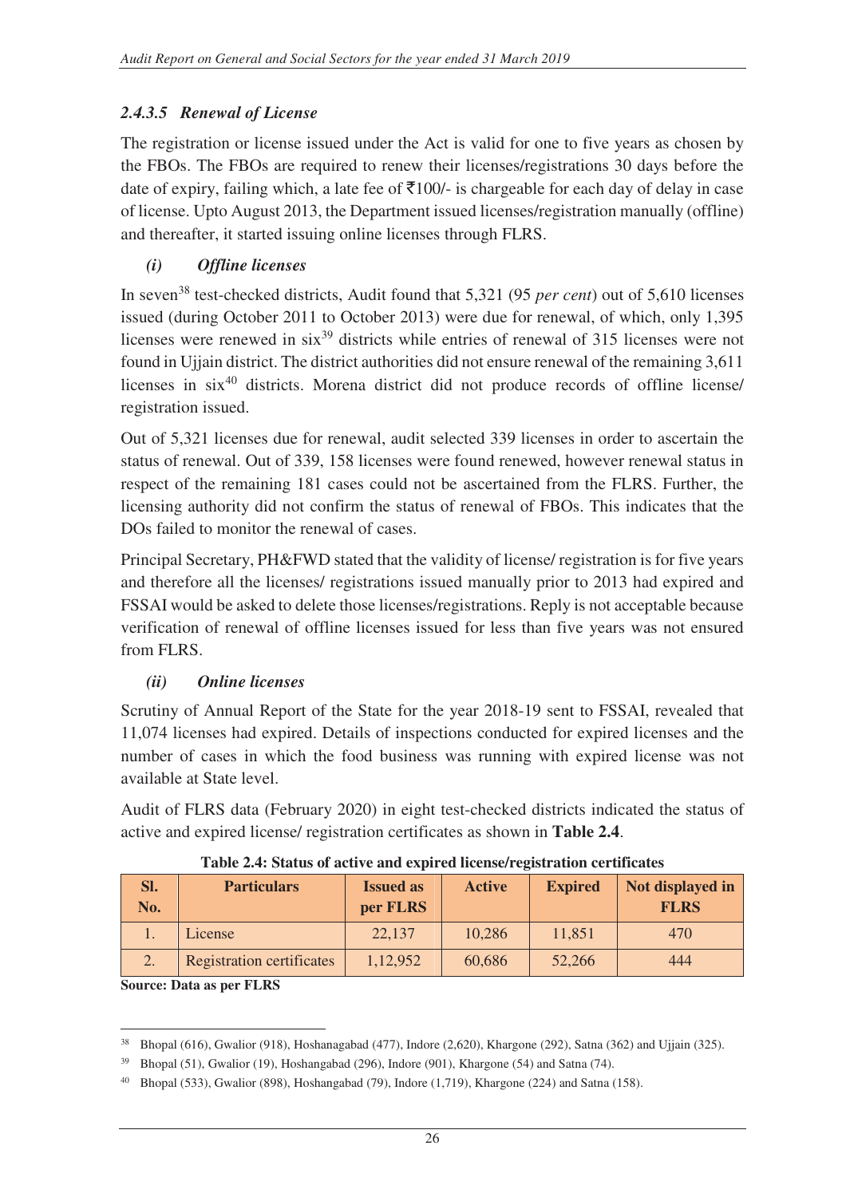#### *2.4.3.5 Renewal of License*

The registration or license issued under the Act is valid for one to five years as chosen by the FBOs. The FBOs are required to renew their licenses/registrations 30 days before the date of expiry, failing which, a late fee of ₹100/- is chargeable for each day of delay in case of license. Upto August 2013, the Department issued licenses/registration manually (offline) and thereafter, it started issuing online licenses through FLRS.

##### *(i) Offline licenses*

In seven[38] test-checked districts, Audit found that 5,321 (95 *per cent*) out of 5,610 licenses issued (during October 2011 to October 2013) were due for renewal, of which, only 1,395 licenses were renewed in six[39] districts while entries of renewal of 315 licenses were not found in Ujjain district. The district authorities did not ensure renewal of the remaining 3,611 licenses in six[40] districts. Morena district did not produce records of offline license/ registration issued.

Out of 5,321 licenses due for renewal, audit selected 339 licenses in order to ascertain the status of renewal. Out of 339, 158 licenses were found renewed, however renewal status in respect of the remaining 181 cases could not be ascertained from the FLRS. Further, the licensing authority did not confirm the status of renewal of FBOs. This indicates that the DOs failed to monitor the renewal of cases.

Principal Secretary, PH&FWD stated that the validity of license/ registration is for five years and therefore all the licenses/ registrations issued manually prior to 2013 had expired and FSSAI would be asked to delete those licenses/registrations. Reply is not acceptable because verification of renewal of offline licenses issued for less than five years was not ensured from FLRS.

##### *(ii) Online licenses*

Scrutiny of Annual Report of the State for the year 2018-19 sent to FSSAI, revealed that 11,074 licenses had expired. Details of inspections conducted for expired licenses and the number of cases in which the food business was running with expired license was not available at State level.

Audit of FLRS data (February 2020) in eight test-checked districts indicated the status of active and expired license/ registration certificates as shown in **Table 2.4**.

**Table 2.4: Status of active and expired license/registration certificates**

| Sl. No. | Particulars | Issued as per FLRS | Active | Expired | Not displayed in FLRS |
|---|---|---|---|---|---|
| 1. | License | 22,137 | 10,286 | 11,851 | 470 |
| 2. | Registration certificates | 1,12,952 | 60,686 | 52,266 | 444 |

**Source: Data as per FLRS**

---

[38] Bhopal (616), Gwalior (918), Hoshanagabad (477), Indore (2,620), Khargone (292), Satna (362) and Ujjain (325).

[39] Bhopal (51), Gwalior (19), Hoshangabad (296), Indore (901), Khargone (54) and Satna (74).

[40] Bhopal (533), Gwalior (898), Hoshangabad (79), Indore (1,719), Khargone (224) and Satna (158).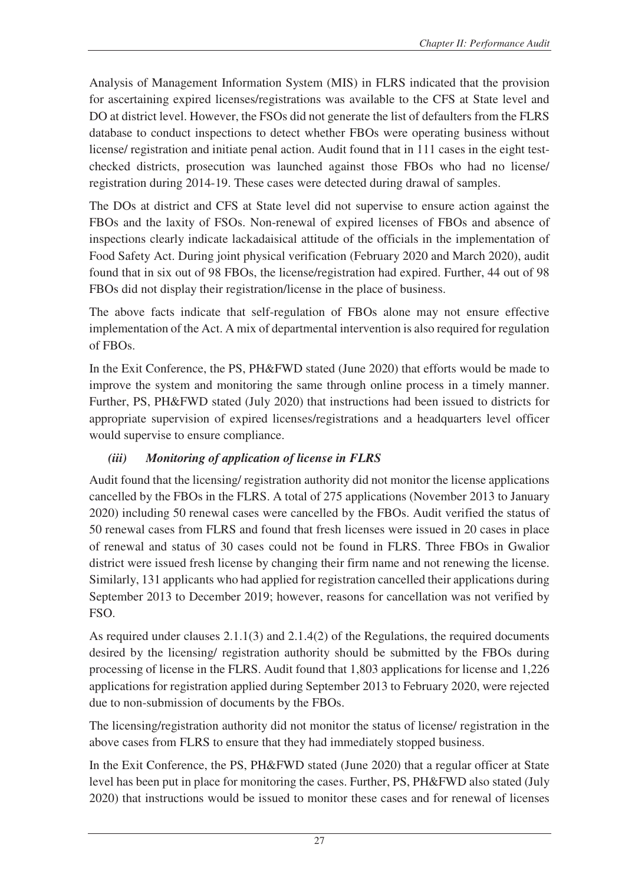Analysis of Management Information System (MIS) in FLRS indicated that the provision for ascertaining expired licenses/registrations was available to the CFS at State level and DO at district level. However, the FSOs did not generate the list of defaulters from the FLRS database to conduct inspections to detect whether FBOs were operating business without license/ registration and initiate penal action. Audit found that in 111 cases in the eight test-checked districts, prosecution was launched against those FBOs who had no license/ registration during 2014-19. These cases were detected during drawal of samples.

The DOs at district and CFS at State level did not supervise to ensure action against the FBOs and the laxity of FSOs. Non-renewal of expired licenses of FBOs and absence of inspections clearly indicate lackadaisical attitude of the officials in the implementation of Food Safety Act. During joint physical verification (February 2020 and March 2020), audit found that in six out of 98 FBOs, the license/registration had expired. Further, 44 out of 98 FBOs did not display their registration/license in the place of business.

The above facts indicate that self-regulation of FBOs alone may not ensure effective implementation of the Act. A mix of departmental intervention is also required for regulation of FBOs.

In the Exit Conference, the PS, PH&FWD stated (June 2020) that efforts would be made to improve the system and monitoring the same through online process in a timely manner. Further, PS, PH&FWD stated (July 2020) that instructions had been issued to districts for appropriate supervision of expired licenses/registrations and a headquarters level officer would supervise to ensure compliance.

#### *(iii) Monitoring of application of license in FLRS*

Audit found that the licensing/ registration authority did not monitor the license applications cancelled by the FBOs in the FLRS. A total of 275 applications (November 2013 to January 2020) including 50 renewal cases were cancelled by the FBOs. Audit verified the status of 50 renewal cases from FLRS and found that fresh licenses were issued in 20 cases in place of renewal and status of 30 cases could not be found in FLRS. Three FBOs in Gwalior district were issued fresh license by changing their firm name and not renewing the license. Similarly, 131 applicants who had applied for registration cancelled their applications during September 2013 to December 2019; however, reasons for cancellation was not verified by FSO.

As required under clauses 2.1.1(3) and 2.1.4(2) of the Regulations, the required documents desired by the licensing/ registration authority should be submitted by the FBOs during processing of license in the FLRS. Audit found that 1,803 applications for license and 1,226 applications for registration applied during September 2013 to February 2020, were rejected due to non-submission of documents by the FBOs.

The licensing/registration authority did not monitor the status of license/ registration in the above cases from FLRS to ensure that they had immediately stopped business.

In the Exit Conference, the PS, PH&FWD stated (June 2020) that a regular officer at State level has been put in place for monitoring the cases. Further, PS, PH&FWD also stated (July 2020) that instructions would be issued to monitor these cases and for renewal of licenses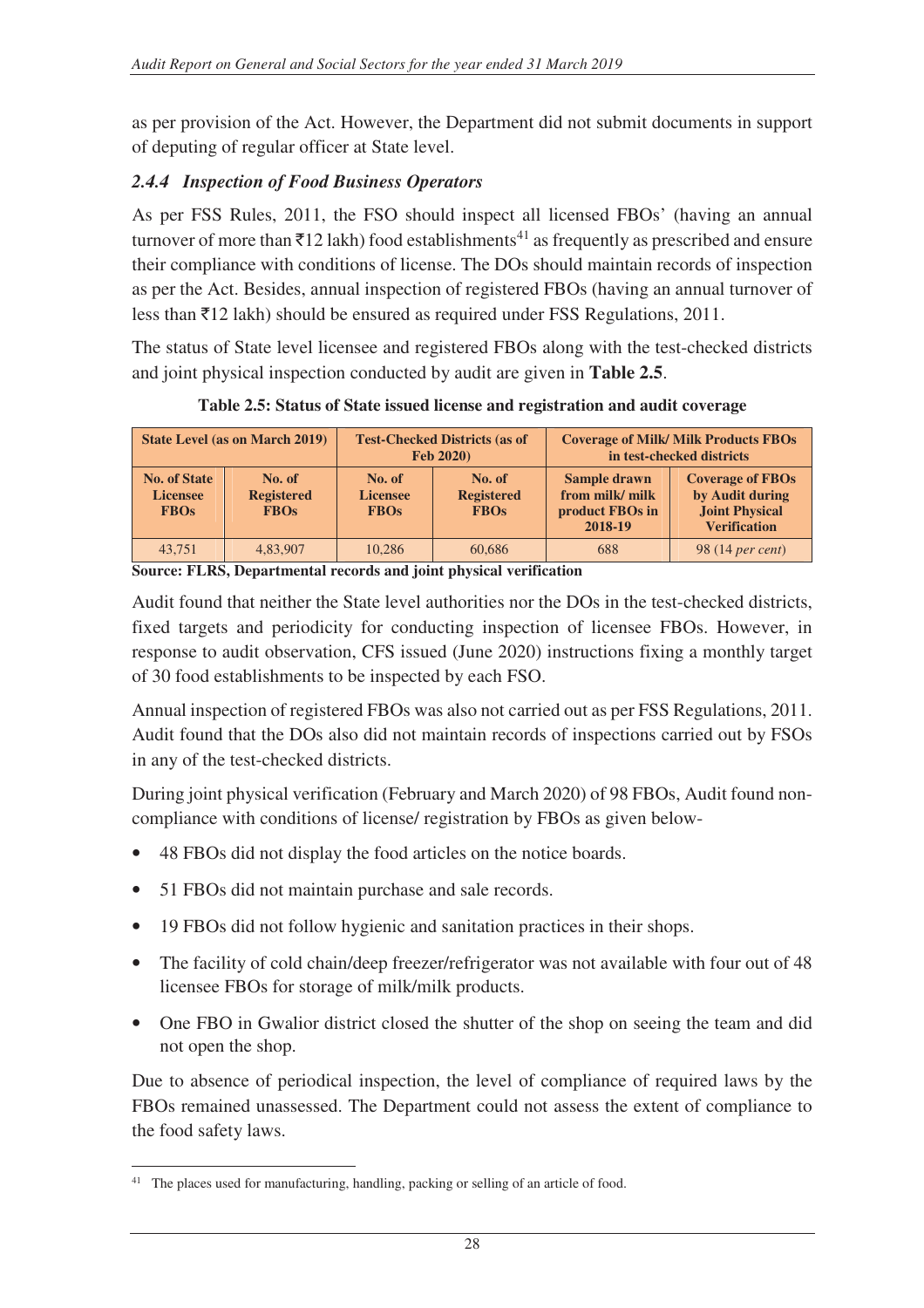as per provision of the Act. However, the Department did not submit documents in support of deputing of regular officer at State level.

### *2.4.4 Inspection of Food Business Operators*

As per FSS Rules, 2011, the FSO should inspect all licensed FBOs' (having an annual turnover of more than ₹12 lakh) food establishments[41] as frequently as prescribed and ensure their compliance with conditions of license. The DOs should maintain records of inspection as per the Act. Besides, annual inspection of registered FBOs (having an annual turnover of less than ₹12 lakh) should be ensured as required under FSS Regulations, 2011.

The status of State level licensee and registered FBOs along with the test-checked districts and joint physical inspection conducted by audit are given in **Table 2.5**.

**Table 2.5: Status of State issued license and registration and audit coverage**

| State Level (as on March 2019) | | Test-Checked Districts (as of Feb 2020) | | Coverage of Milk/ Milk Products FBOs in test-checked districts | |
|---|---|---|---|---|---|
| No. of State Licensee FBOs | No. of Registered FBOs | No. of Licensee FBOs | No. of Registered FBOs | Sample drawn from milk/ milk product FBOs in 2018-19 | Coverage of FBOs by Audit during Joint Physical Verification |
| 43,751 | 4,83,907 | 10,286 | 60,686 | 688 | 98 (14 *per cent*) |

**Source: FLRS, Departmental records and joint physical verification**

Audit found that neither the State level authorities nor the DOs in the test-checked districts, fixed targets and periodicity for conducting inspection of licensee FBOs. However, in response to audit observation, CFS issued (June 2020) instructions fixing a monthly target of 30 food establishments to be inspected by each FSO.

Annual inspection of registered FBOs was also not carried out as per FSS Regulations, 2011. Audit found that the DOs also did not maintain records of inspections carried out by FSOs in any of the test-checked districts.

During joint physical verification (February and March 2020) of 98 FBOs, Audit found non-compliance with conditions of license/ registration by FBOs as given below-

- 48 FBOs did not display the food articles on the notice boards.
- 51 FBOs did not maintain purchase and sale records.
- 19 FBOs did not follow hygienic and sanitation practices in their shops.
- The facility of cold chain/deep freezer/refrigerator was not available with four out of 48 licensee FBOs for storage of milk/milk products.
- One FBO in Gwalior district closed the shutter of the shop on seeing the team and did not open the shop.

Due to absence of periodical inspection, the level of compliance of required laws by the FBOs remained unassessed. The Department could not assess the extent of compliance to the food safety laws.

---

[41] The places used for manufacturing, handling, packing or selling of an article of food.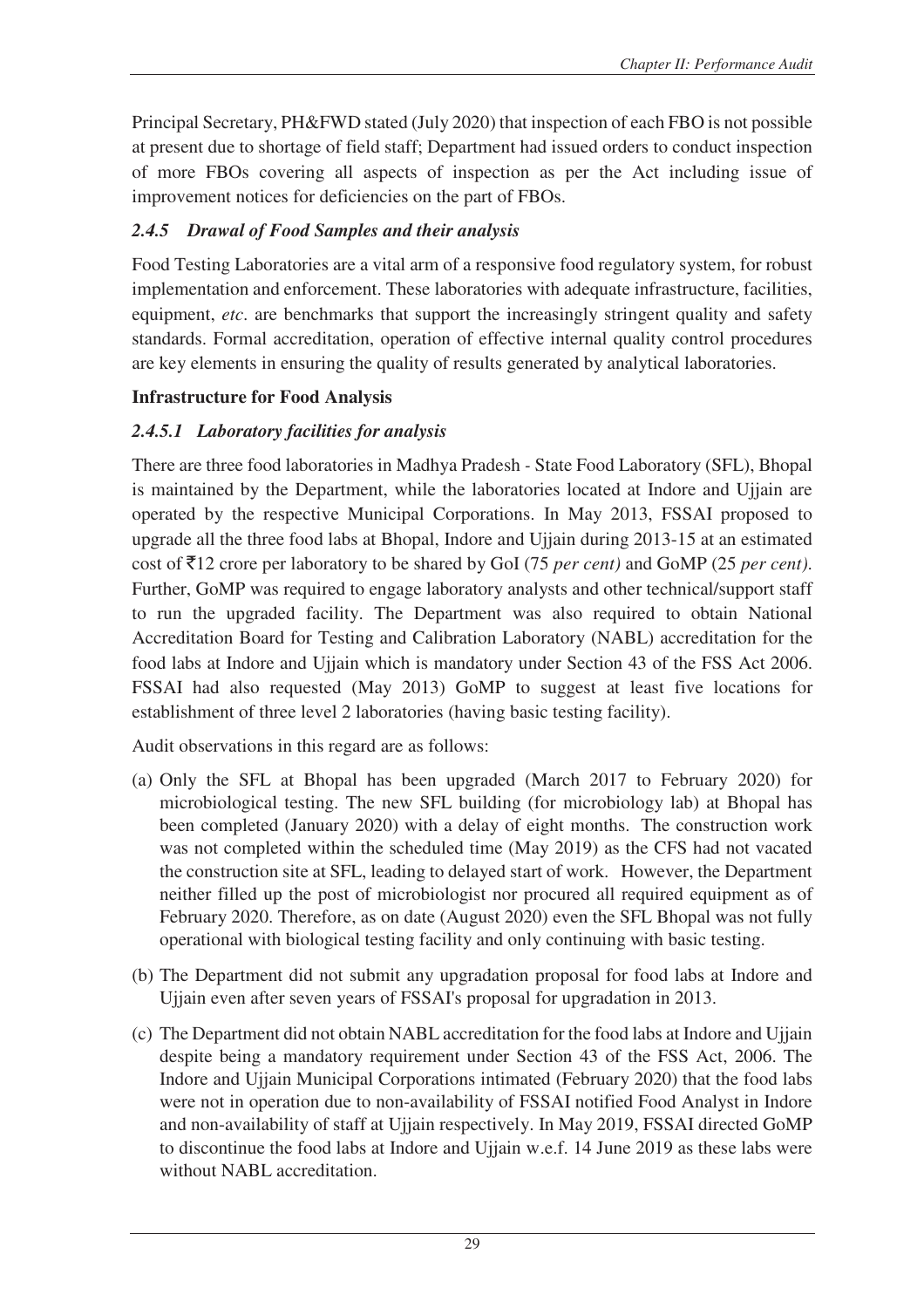Principal Secretary, PH&FWD stated (July 2020) that inspection of each FBO is not possible at present due to shortage of field staff; Department had issued orders to conduct inspection of more FBOs covering all aspects of inspection as per the Act including issue of improvement notices for deficiencies on the part of FBOs.

### *2.4.5 Drawal of Food Samples and their analysis*

Food Testing Laboratories are a vital arm of a responsive food regulatory system, for robust implementation and enforcement. These laboratories with adequate infrastructure, facilities, equipment, *etc*. are benchmarks that support the increasingly stringent quality and safety standards. Formal accreditation, operation of effective internal quality control procedures are key elements in ensuring the quality of results generated by analytical laboratories.

**Infrastructure for Food Analysis**

#### *2.4.5.1 Laboratory facilities for analysis*

There are three food laboratories in Madhya Pradesh - State Food Laboratory (SFL), Bhopal is maintained by the Department, while the laboratories located at Indore and Ujjain are operated by the respective Municipal Corporations. In May 2013, FSSAI proposed to upgrade all the three food labs at Bhopal, Indore and Ujjain during 2013-15 at an estimated cost of ₹12 crore per laboratory to be shared by GoI (75 *per cent)* and GoMP (25 *per cent).* Further, GoMP was required to engage laboratory analysts and other technical/support staff to run the upgraded facility. The Department was also required to obtain National Accreditation Board for Testing and Calibration Laboratory (NABL) accreditation for the food labs at Indore and Ujjain which is mandatory under Section 43 of the FSS Act 2006. FSSAI had also requested (May 2013) GoMP to suggest at least five locations for establishment of three level 2 laboratories (having basic testing facility).

Audit observations in this regard are as follows:

(a) Only the SFL at Bhopal has been upgraded (March 2017 to February 2020) for microbiological testing. The new SFL building (for microbiology lab) at Bhopal has been completed (January 2020) with a delay of eight months. The construction work was not completed within the scheduled time (May 2019) as the CFS had not vacated the construction site at SFL, leading to delayed start of work. However, the Department neither filled up the post of microbiologist nor procured all required equipment as of February 2020. Therefore, as on date (August 2020) even the SFL Bhopal was not fully operational with biological testing facility and only continuing with basic testing.

(b) The Department did not submit any upgradation proposal for food labs at Indore and Ujjain even after seven years of FSSAI's proposal for upgradation in 2013.

(c) The Department did not obtain NABL accreditation for the food labs at Indore and Ujjain despite being a mandatory requirement under Section 43 of the FSS Act, 2006. The Indore and Ujjain Municipal Corporations intimated (February 2020) that the food labs were not in operation due to non-availability of FSSAI notified Food Analyst in Indore and non-availability of staff at Ujjain respectively. In May 2019, FSSAI directed GoMP to discontinue the food labs at Indore and Ujjain w.e.f. 14 June 2019 as these labs were without NABL accreditation.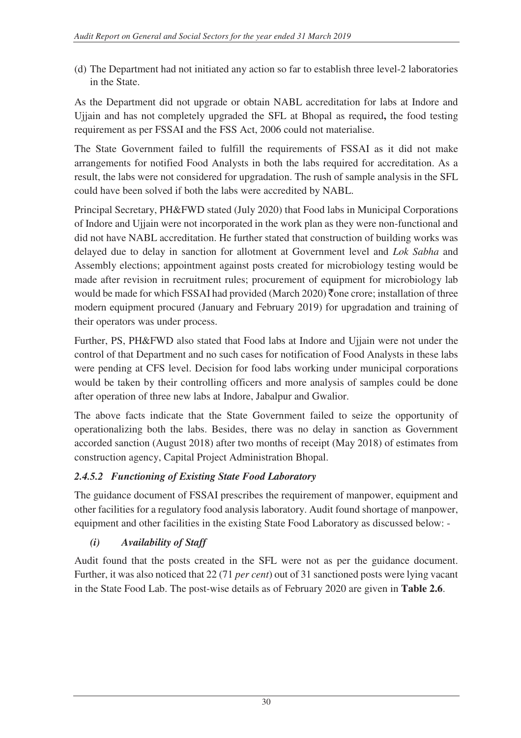(d) The Department had not initiated any action so far to establish three level-2 laboratories in the State.

As the Department did not upgrade or obtain NABL accreditation for labs at Indore and Ujjain and has not completely upgraded the SFL at Bhopal as required**,** the food testing requirement as per FSSAI and the FSS Act, 2006 could not materialise.

The State Government failed to fulfill the requirements of FSSAI as it did not make arrangements for notified Food Analysts in both the labs required for accreditation. As a result, the labs were not considered for upgradation. The rush of sample analysis in the SFL could have been solved if both the labs were accredited by NABL.

Principal Secretary, PH&FWD stated (July 2020) that Food labs in Municipal Corporations of Indore and Ujjain were not incorporated in the work plan as they were non-functional and did not have NABL accreditation. He further stated that construction of building works was delayed due to delay in sanction for allotment at Government level and *Lok Sabha* and Assembly elections; appointment against posts created for microbiology testing would be made after revision in recruitment rules; procurement of equipment for microbiology lab would be made for which FSSAI had provided (March 2020) ₹one crore; installation of three modern equipment procured (January and February 2019) for upgradation and training of their operators was under process.

Further, PS, PH&FWD also stated that Food labs at Indore and Ujjain were not under the control of that Department and no such cases for notification of Food Analysts in these labs were pending at CFS level. Decision for food labs working under municipal corporations would be taken by their controlling officers and more analysis of samples could be done after operation of three new labs at Indore, Jabalpur and Gwalior.

The above facts indicate that the State Government failed to seize the opportunity of operationalizing both the labs. Besides, there was no delay in sanction as Government accorded sanction (August 2018) after two months of receipt (May 2018) of estimates from construction agency, Capital Project Administration Bhopal.

### *2.4.5.2 Functioning of Existing State Food Laboratory*

The guidance document of FSSAI prescribes the requirement of manpower, equipment and other facilities for a regulatory food analysis laboratory. Audit found shortage of manpower, equipment and other facilities in the existing State Food Laboratory as discussed below: -

#### *(i) Availability of Staff*

Audit found that the posts created in the SFL were not as per the guidance document. Further, it was also noticed that 22 (71 *per cent*) out of 31 sanctioned posts were lying vacant in the State Food Lab. The post-wise details as of February 2020 are given in **Table 2.6**.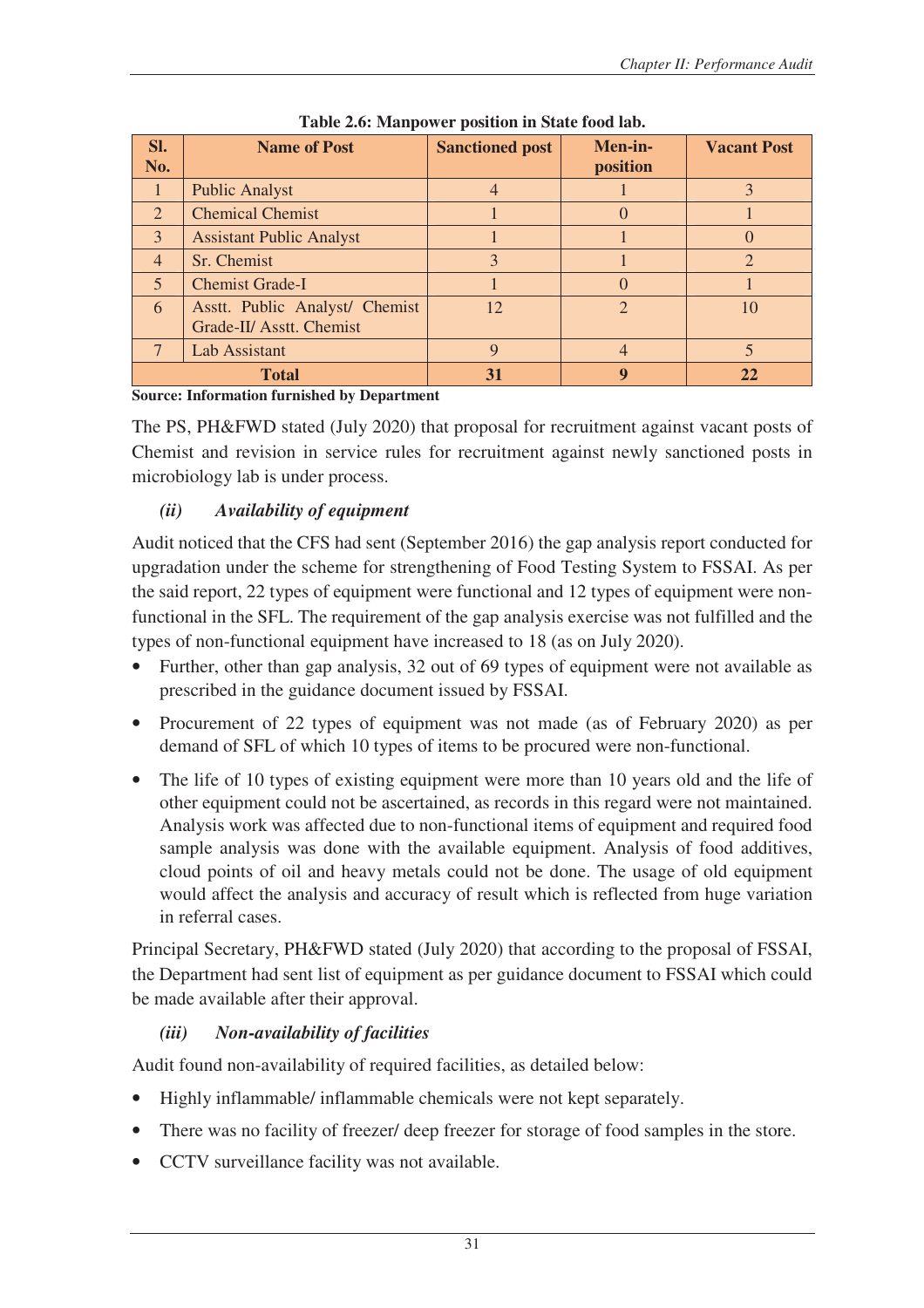**Table 2.6: Manpower position in State food lab.**

| Sl. No. | Name of Post | Sanctioned post | Men-in-position | Vacant Post |
|---|---|---|---|---|
| 1 | Public Analyst | 4 | 1 | 3 |
| 2 | Chemical Chemist | 1 | 0 | 1 |
| 3 | Assistant Public Analyst | 1 | 1 | 0 |
| 4 | Sr. Chemist | 3 | 1 | 2 |
| 5 | Chemist Grade-I | 1 | 0 | 1 |
| 6 | Asstt. Public Analyst/ Chemist Grade-II/ Asstt. Chemist | 12 | 2 | 10 |
| 7 | Lab Assistant | 9 | 4 | 5 |
| **Total** | | **31** | **9** | **22** |

**Source: Information furnished by Department**

The PS, PH&FWD stated (July 2020) that proposal for recruitment against vacant posts of Chemist and revision in service rules for recruitment against newly sanctioned posts in microbiology lab is under process.

***(ii) Availability of equipment***

Audit noticed that the CFS had sent (September 2016) the gap analysis report conducted for upgradation under the scheme for strengthening of Food Testing System to FSSAI. As per the said report, 22 types of equipment were functional and 12 types of equipment were non-functional in the SFL. The requirement of the gap analysis exercise was not fulfilled and the types of non-functional equipment have increased to 18 (as on July 2020).

- Further, other than gap analysis, 32 out of 69 types of equipment were not available as prescribed in the guidance document issued by FSSAI.
- Procurement of 22 types of equipment was not made (as of February 2020) as per demand of SFL of which 10 types of items to be procured were non-functional.
- The life of 10 types of existing equipment were more than 10 years old and the life of other equipment could not be ascertained, as records in this regard were not maintained. Analysis work was affected due to non-functional items of equipment and required food sample analysis was done with the available equipment. Analysis of food additives, cloud points of oil and heavy metals could not be done. The usage of old equipment would affect the analysis and accuracy of result which is reflected from huge variation in referral cases.

Principal Secretary, PH&FWD stated (July 2020) that according to the proposal of FSSAI, the Department had sent list of equipment as per guidance document to FSSAI which could be made available after their approval.

***(iii) Non-availability of facilities***

Audit found non-availability of required facilities, as detailed below:

- Highly inflammable/ inflammable chemicals were not kept separately.
- There was no facility of freezer/ deep freezer for storage of food samples in the store.
- CCTV surveillance facility was not available.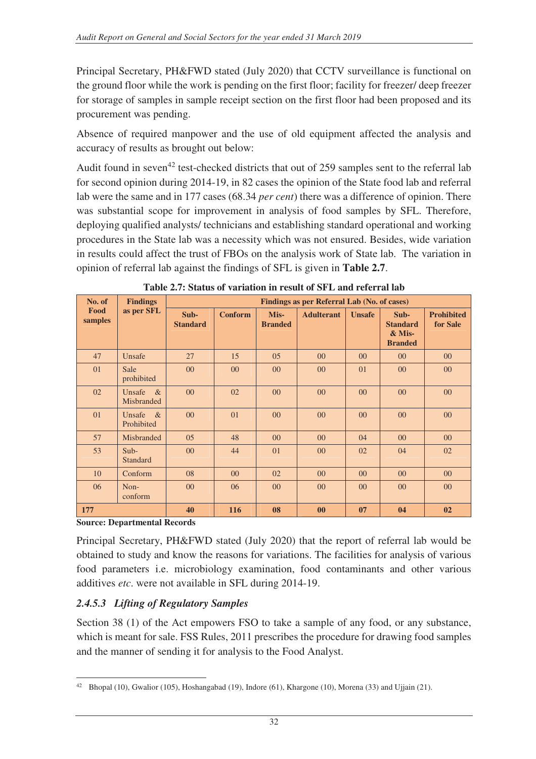Principal Secretary, PH&FWD stated (July 2020) that CCTV surveillance is functional on the ground floor while the work is pending on the first floor; facility for freezer/ deep freezer for storage of samples in sample receipt section on the first floor had been proposed and its procurement was pending.

Absence of required manpower and the use of old equipment affected the analysis and accuracy of results as brought out below:

Audit found in seven[42] test-checked districts that out of 259 samples sent to the referral lab for second opinion during 2014-19, in 82 cases the opinion of the State food lab and referral lab were the same and in 177 cases (68.34 *per cent*) there was a difference of opinion. There was substantial scope for improvement in analysis of food samples by SFL. Therefore, deploying qualified analysts/ technicians and establishing standard operational and working procedures in the State lab was a necessity which was not ensured. Besides, wide variation in results could affect the trust of FBOs on the analysis work of State lab. The variation in opinion of referral lab against the findings of SFL is given in **Table 2.7**.

**Table 2.7: Status of variation in result of SFL and referral lab**

| No. of Food samples | Findings as per SFL | Findings as per Referral Lab (No. of cases) | | | | | | |
|---|---|---|---|---|---|---|---|---|
| | | Sub-Standard | Conform | Mis-Branded | Adulterant | Unsafe | Sub-Standard & Mis-Branded | Prohibited for Sale |
| 47 | Unsafe | 27 | 15 | 05 | 00 | 00 | 00 | 00 |
| 01 | Sale prohibited | 00 | 00 | 00 | 00 | 01 | 00 | 00 |
| 02 | Unsafe & Misbranded | 00 | 02 | 00 | 00 | 00 | 00 | 00 |
| 01 | Unsafe & Prohibited | 00 | 01 | 00 | 00 | 00 | 00 | 00 |
| 57 | Misbranded | 05 | 48 | 00 | 00 | 04 | 00 | 00 |
| 53 | Sub-Standard | 00 | 44 | 01 | 00 | 02 | 04 | 02 |
| 10 | Conform | 08 | 00 | 02 | 00 | 00 | 00 | 00 |
| 06 | Non-conform | 00 | 06 | 00 | 00 | 00 | 00 | 00 |
| **177** | | **40** | **116** | **08** | **00** | **07** | **04** | **02** |

**Source: Departmental Records**

Principal Secretary, PH&FWD stated (July 2020) that the report of referral lab would be obtained to study and know the reasons for variations. The facilities for analysis of various food parameters i.e. microbiology examination, food contaminants and other various additives *etc*. were not available in SFL during 2014-19.

### *2.4.5.3 Lifting of Regulatory Samples*

Section 38 (1) of the Act empowers FSO to take a sample of any food, or any substance, which is meant for sale. FSS Rules, 2011 prescribes the procedure for drawing food samples and the manner of sending it for analysis to the Food Analyst.

[42] Bhopal (10), Gwalior (105), Hoshangabad (19), Indore (61), Khargone (10), Morena (33) and Ujjain (21).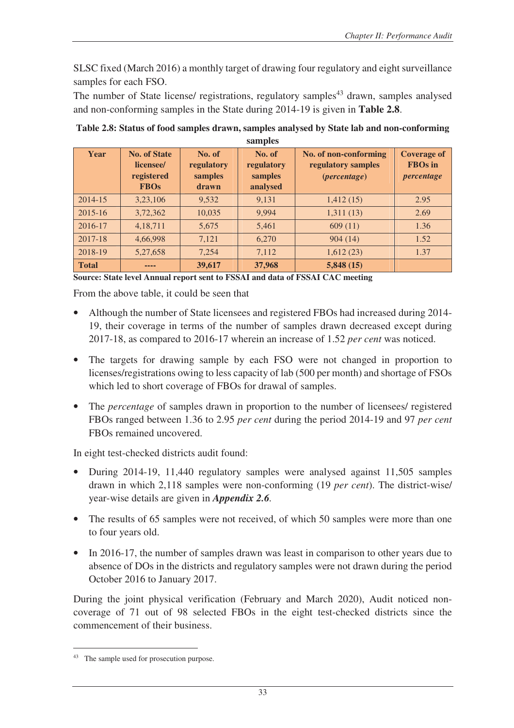SLSC fixed (March 2016) a monthly target of drawing four regulatory and eight surveillance samples for each FSO.

The number of State license/ registrations, regulatory samples[43] drawn, samples analysed and non-conforming samples in the State during 2014-19 is given in **Table 2.8**.

**Table 2.8: Status of food samples drawn, samples analysed by State lab and non-conforming samples**

| Year | No. of State licensee/ registered FBOs | No. of regulatory samples drawn | No. of regulatory samples analysed | No. of non-conforming regulatory samples (*percentage*) | Coverage of FBOs in *percentage* |
|---|---|---|---|---|---|
| 2014-15 | 3,23,106 | 9,532 | 9,131 | 1,412 (15) | 2.95 |
| 2015-16 | 3,72,362 | 10,035 | 9,994 | 1,311 (13) | 2.69 |
| 2016-17 | 4,18,711 | 5,675 | 5,461 | 609 (11) | 1.36 |
| 2017-18 | 4,66,998 | 7,121 | 6,270 | 904 (14) | 1.52 |
| 2018-19 | 5,27,658 | 7,254 | 7,112 | 1,612 (23) | 1.37 |
| **Total** | **----** | **39,617** | **37,968** | **5,848 (15)** | |

**Source: State level Annual report sent to FSSAI and data of FSSAI CAC meeting**

From the above table, it could be seen that

- Although the number of State licensees and registered FBOs had increased during 2014-19, their coverage in terms of the number of samples drawn decreased except during 2017-18, as compared to 2016-17 wherein an increase of 1.52 *per cent* was noticed.
- The targets for drawing sample by each FSO were not changed in proportion to licenses/registrations owing to less capacity of lab (500 per month) and shortage of FSOs which led to short coverage of FBOs for drawal of samples.
- The *percentage* of samples drawn in proportion to the number of licensees/ registered FBOs ranged between 1.36 to 2.95 *per cent* during the period 2014-19 and 97 *per cent* FBOs remained uncovered.

In eight test-checked districts audit found:

- During 2014-19, 11,440 regulatory samples were analysed against 11,505 samples drawn in which 2,118 samples were non-conforming (19 *per cent*). The district-wise/ year-wise details are given in ***Appendix 2.6***.
- The results of 65 samples were not received, of which 50 samples were more than one to four years old.
- In 2016-17, the number of samples drawn was least in comparison to other years due to absence of DOs in the districts and regulatory samples were not drawn during the period October 2016 to January 2017.

During the joint physical verification (February and March 2020), Audit noticed non-coverage of 71 out of 98 selected FBOs in the eight test-checked districts since the commencement of their business.

[43] The sample used for prosecution purpose.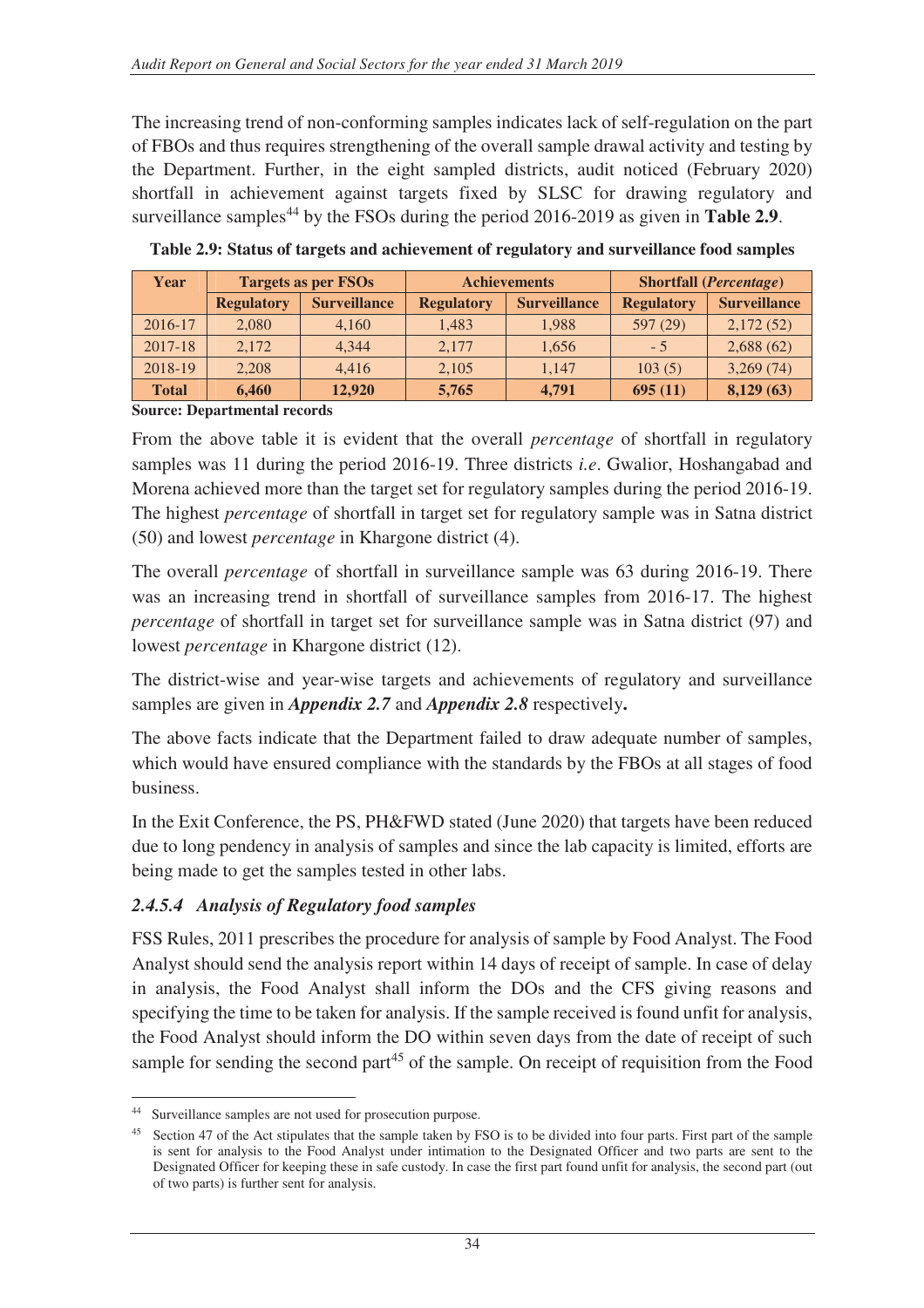The increasing trend of non-conforming samples indicates lack of self-regulation on the part of FBOs and thus requires strengthening of the overall sample drawal activity and testing by the Department. Further, in the eight sampled districts, audit noticed (February 2020) shortfall in achievement against targets fixed by SLSC for drawing regulatory and surveillance samples[44] by the FSOs during the period 2016-2019 as given in **Table 2.9**.

**Table 2.9: Status of targets and achievement of regulatory and surveillance food samples**

| Year | Targets as per FSOs | | Achievements | | Shortfall (*Percentage*) | |
|---|---|---|---|---|---|---|
| | Regulatory | Surveillance | Regulatory | Surveillance | Regulatory | Surveillance |
| 2016-17 | 2,080 | 4,160 | 1,483 | 1,988 | 597 (29) | 2,172 (52) |
| 2017-18 | 2,172 | 4,344 | 2,177 | 1,656 | - 5 | 2,688 (62) |
| 2018-19 | 2,208 | 4,416 | 2,105 | 1,147 | 103 (5) | 3,269 (74) |
| **Total** | **6,460** | **12,920** | **5,765** | **4,791** | **695 (11)** | **8,129 (63)** |

**Source: Departmental records**

From the above table it is evident that the overall *percentage* of shortfall in regulatory samples was 11 during the period 2016-19. Three districts *i.e*. Gwalior, Hoshangabad and Morena achieved more than the target set for regulatory samples during the period 2016-19. The highest *percentage* of shortfall in target set for regulatory sample was in Satna district (50) and lowest *percentage* in Khargone district (4).

The overall *percentage* of shortfall in surveillance sample was 63 during 2016-19. There was an increasing trend in shortfall of surveillance samples from 2016-17. The highest *percentage* of shortfall in target set for surveillance sample was in Satna district (97) and lowest *percentage* in Khargone district (12).

The district-wise and year-wise targets and achievements of regulatory and surveillance samples are given in ***Appendix 2.7*** and ***Appendix 2.8*** respectively**.**

The above facts indicate that the Department failed to draw adequate number of samples, which would have ensured compliance with the standards by the FBOs at all stages of food business.

In the Exit Conference, the PS, PH&FWD stated (June 2020) that targets have been reduced due to long pendency in analysis of samples and since the lab capacity is limited, efforts are being made to get the samples tested in other labs.

### *2.4.5.4 Analysis of Regulatory food samples*

FSS Rules, 2011 prescribes the procedure for analysis of sample by Food Analyst. The Food Analyst should send the analysis report within 14 days of receipt of sample. In case of delay in analysis, the Food Analyst shall inform the DOs and the CFS giving reasons and specifying the time to be taken for analysis. If the sample received is found unfit for analysis, the Food Analyst should inform the DO within seven days from the date of receipt of such sample for sending the second part[45] of the sample. On receipt of requisition from the Food

---

[44] Surveillance samples are not used for prosecution purpose.

[45] Section 47 of the Act stipulates that the sample taken by FSO is to be divided into four parts. First part of the sample is sent for analysis to the Food Analyst under intimation to the Designated Officer and two parts are sent to the Designated Officer for keeping these in safe custody. In case the first part found unfit for analysis, the second part (out of two parts) is further sent for analysis.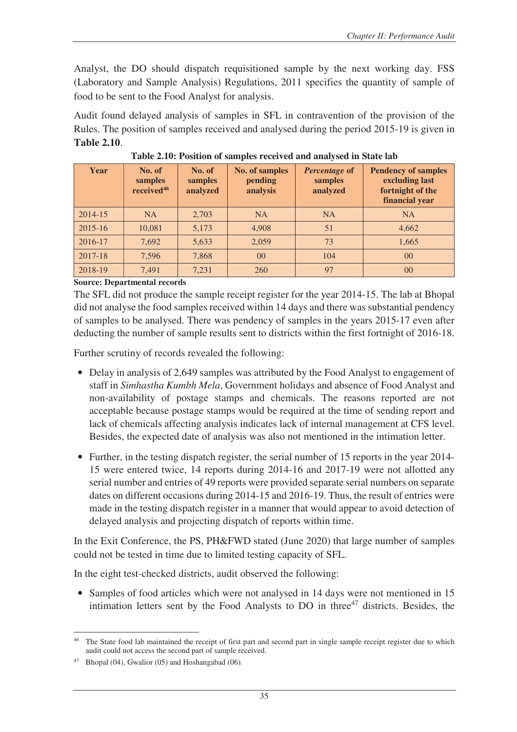Analyst, the DO should dispatch requisitioned sample by the next working day. FSS (Laboratory and Sample Analysis) Regulations, 2011 specifies the quantity of sample of food to be sent to the Food Analyst for analysis.

Audit found delayed analysis of samples in SFL in contravention of the provision of the Rules. The position of samples received and analysed during the period 2015-19 is given in **Table 2.10**.

**Table 2.10: Position of samples received and analysed in State lab**

| Year | No. of samples received[46] | No. of samples analyzed | No. of samples pending analysis | *Percentage* of samples analyzed | Pendency of samples excluding last fortnight of the financial year |
|---|---|---|---|---|---|
| 2014-15 | NA | 2,703 | NA | NA | NA |
| 2015-16 | 10,081 | 5,173 | 4,908 | 51 | 4,662 |
| 2016-17 | 7,692 | 5,633 | 2,059 | 73 | 1,665 |
| 2017-18 | 7,596 | 7,868 | 00 | 104 | 00 |
| 2018-19 | 7,491 | 7,231 | 260 | 97 | 00 |

**Source: Departmental records**

The SFL did not produce the sample receipt register for the year 2014-15. The lab at Bhopal did not analyse the food samples received within 14 days and there was substantial pendency of samples to be analysed. There was pendency of samples in the years 2015-17 even after deducting the number of sample results sent to districts within the first fortnight of 2016-18.

Further scrutiny of records revealed the following:

- Delay in analysis of 2,649 samples was attributed by the Food Analyst to engagement of staff in *Simhastha Kumbh Mela*, Government holidays and absence of Food Analyst and non-availability of postage stamps and chemicals. The reasons reported are not acceptable because postage stamps would be required at the time of sending report and lack of chemicals affecting analysis indicates lack of internal management at CFS level. Besides, the expected date of analysis was also not mentioned in the intimation letter.
- Further, in the testing dispatch register, the serial number of 15 reports in the year 2014-15 were entered twice, 14 reports during 2014-16 and 2017-19 were not allotted any serial number and entries of 49 reports were provided separate serial numbers on separate dates on different occasions during 2014-15 and 2016-19. Thus, the result of entries were made in the testing dispatch register in a manner that would appear to avoid detection of delayed analysis and projecting dispatch of reports within time.

In the Exit Conference, the PS, PH&FWD stated (June 2020) that large number of samples could not be tested in time due to limited testing capacity of SFL.

In the eight test-checked districts, audit observed the following:

- Samples of food articles which were not analysed in 14 days were not mentioned in 15 intimation letters sent by the Food Analysts to DO in three[47] districts. Besides, the

---

[46] The State food lab maintained the receipt of first part and second part in single sample receipt register due to which audit could not access the second part of sample received.

[47] Bhopal (04), Gwalior (05) and Hoshangabad (06).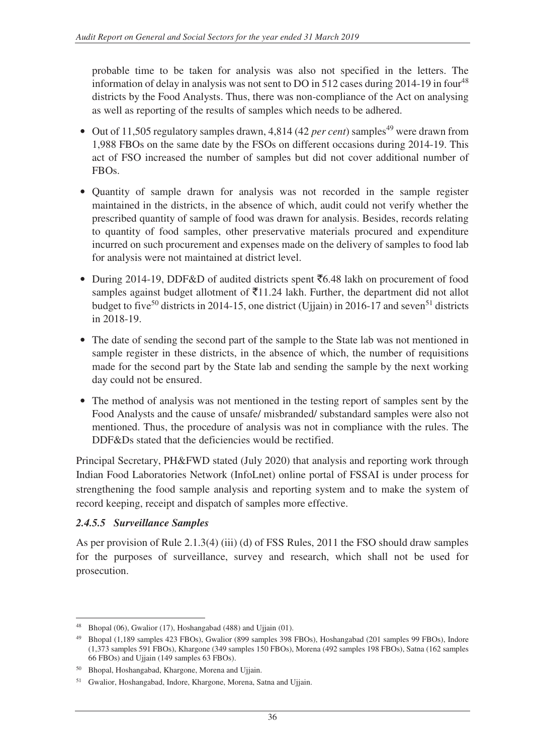probable time to be taken for analysis was also not specified in the letters. The information of delay in analysis was not sent to DO in 512 cases during 2014-19 in four[48] districts by the Food Analysts. Thus, there was non-compliance of the Act on analysing as well as reporting of the results of samples which needs to be adhered.

- Out of 11,505 regulatory samples drawn, 4,814 (42 *per cent*) samples[49] were drawn from 1,988 FBOs on the same date by the FSOs on different occasions during 2014-19. This act of FSO increased the number of samples but did not cover additional number of FBOs.
- Quantity of sample drawn for analysis was not recorded in the sample register maintained in the districts, in the absence of which, audit could not verify whether the prescribed quantity of sample of food was drawn for analysis. Besides, records relating to quantity of food samples, other preservative materials procured and expenditure incurred on such procurement and expenses made on the delivery of samples to food lab for analysis were not maintained at district level.
- During 2014-19, DDF&D of audited districts spent ₹6.48 lakh on procurement of food samples against budget allotment of ₹11.24 lakh. Further, the department did not allot budget to five[50] districts in 2014-15, one district (Ujjain) in 2016-17 and seven[51] districts in 2018-19.
- The date of sending the second part of the sample to the State lab was not mentioned in sample register in these districts, in the absence of which, the number of requisitions made for the second part by the State lab and sending the sample by the next working day could not be ensured.
- The method of analysis was not mentioned in the testing report of samples sent by the Food Analysts and the cause of unsafe/ misbranded/ substandard samples were also not mentioned. Thus, the procedure of analysis was not in compliance with the rules. The DDF&Ds stated that the deficiencies would be rectified.

Principal Secretary, PH&FWD stated (July 2020) that analysis and reporting work through Indian Food Laboratories Network (InfoLnet) online portal of FSSAI is under process for strengthening the food sample analysis and reporting system and to make the system of record keeping, receipt and dispatch of samples more effective.

#### *2.4.5.5 Surveillance Samples*

As per provision of Rule 2.1.3(4) (iii) (d) of FSS Rules, 2011 the FSO should draw samples for the purposes of surveillance, survey and research, which shall not be used for prosecution.

---

[48] Bhopal (06), Gwalior (17), Hoshangabad (488) and Ujjain (01).

[49] Bhopal (1,189 samples 423 FBOs), Gwalior (899 samples 398 FBOs), Hoshangabad (201 samples 99 FBOs), Indore (1,373 samples 591 FBOs), Khargone (349 samples 150 FBOs), Morena (492 samples 198 FBOs), Satna (162 samples 66 FBOs) and Ujjain (149 samples 63 FBOs).

[50] Bhopal, Hoshangabad, Khargone, Morena and Ujjain.

[51] Gwalior, Hoshangabad, Indore, Khargone, Morena, Satna and Ujjain.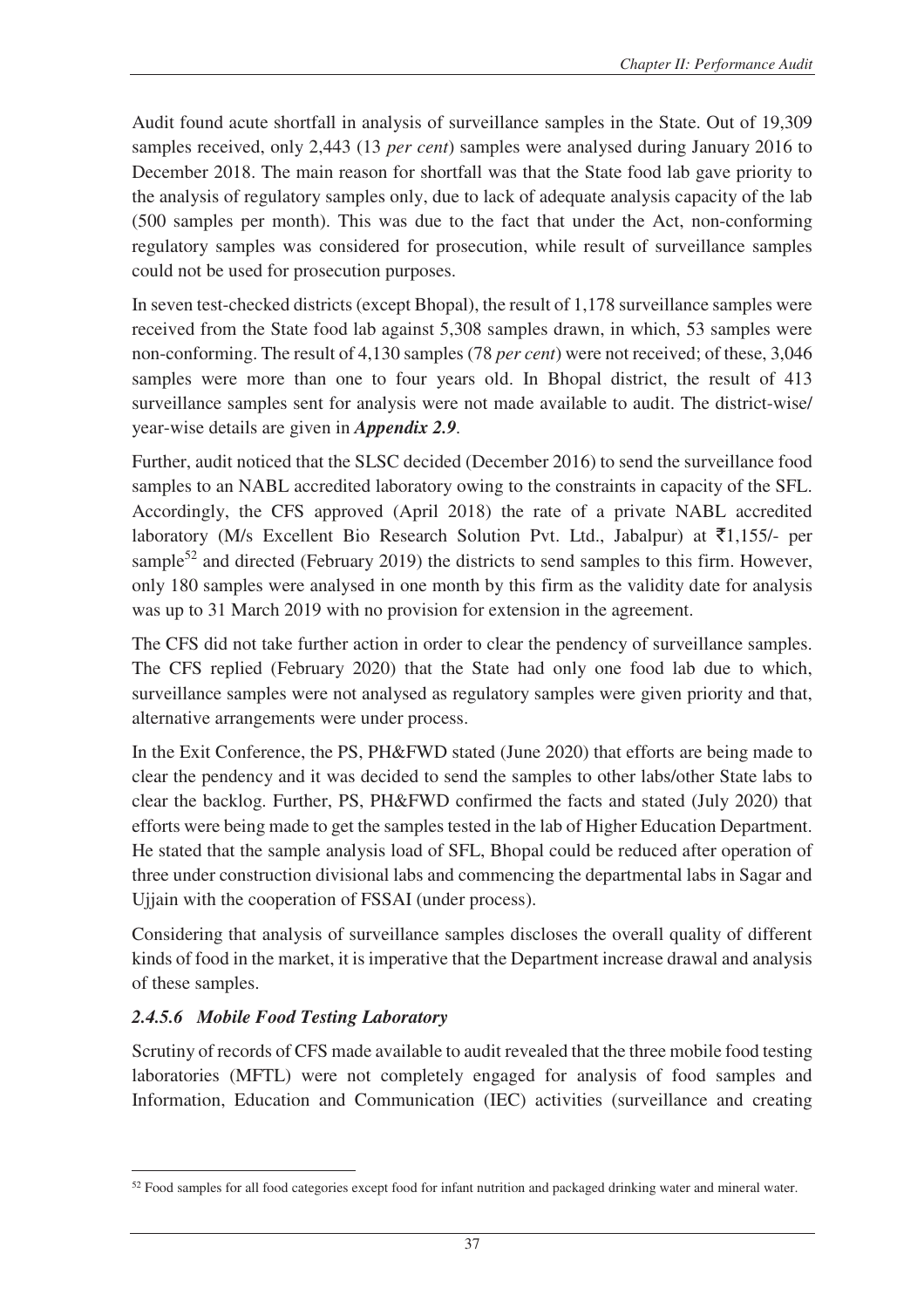Audit found acute shortfall in analysis of surveillance samples in the State. Out of 19,309 samples received, only 2,443 (13 *per cent*) samples were analysed during January 2016 to December 2018. The main reason for shortfall was that the State food lab gave priority to the analysis of regulatory samples only, due to lack of adequate analysis capacity of the lab (500 samples per month). This was due to the fact that under the Act, non-conforming regulatory samples was considered for prosecution, while result of surveillance samples could not be used for prosecution purposes.

In seven test-checked districts (except Bhopal), the result of 1,178 surveillance samples were received from the State food lab against 5,308 samples drawn, in which, 53 samples were non-conforming. The result of 4,130 samples (78 *per cent*) were not received; of these, 3,046 samples were more than one to four years old. In Bhopal district, the result of 413 surveillance samples sent for analysis were not made available to audit. The district-wise/ year-wise details are given in ***Appendix 2.9***.

Further, audit noticed that the SLSC decided (December 2016) to send the surveillance food samples to an NABL accredited laboratory owing to the constraints in capacity of the SFL. Accordingly, the CFS approved (April 2018) the rate of a private NABL accredited laboratory (M/s Excellent Bio Research Solution Pvt. Ltd., Jabalpur) at ₹1,155/- per sample[52] and directed (February 2019) the districts to send samples to this firm. However, only 180 samples were analysed in one month by this firm as the validity date for analysis was up to 31 March 2019 with no provision for extension in the agreement.

The CFS did not take further action in order to clear the pendency of surveillance samples. The CFS replied (February 2020) that the State had only one food lab due to which, surveillance samples were not analysed as regulatory samples were given priority and that, alternative arrangements were under process.

In the Exit Conference, the PS, PH&FWD stated (June 2020) that efforts are being made to clear the pendency and it was decided to send the samples to other labs/other State labs to clear the backlog. Further, PS, PH&FWD confirmed the facts and stated (July 2020) that efforts were being made to get the samples tested in the lab of Higher Education Department. He stated that the sample analysis load of SFL, Bhopal could be reduced after operation of three under construction divisional labs and commencing the departmental labs in Sagar and Ujjain with the cooperation of FSSAI (under process).

Considering that analysis of surveillance samples discloses the overall quality of different kinds of food in the market, it is imperative that the Department increase drawal and analysis of these samples.

### *2.4.5.6 Mobile Food Testing Laboratory*

Scrutiny of records of CFS made available to audit revealed that the three mobile food testing laboratories (MFTL) were not completely engaged for analysis of food samples and Information, Education and Communication (IEC) activities (surveillance and creating

---

[52] Food samples for all food categories except food for infant nutrition and packaged drinking water and mineral water.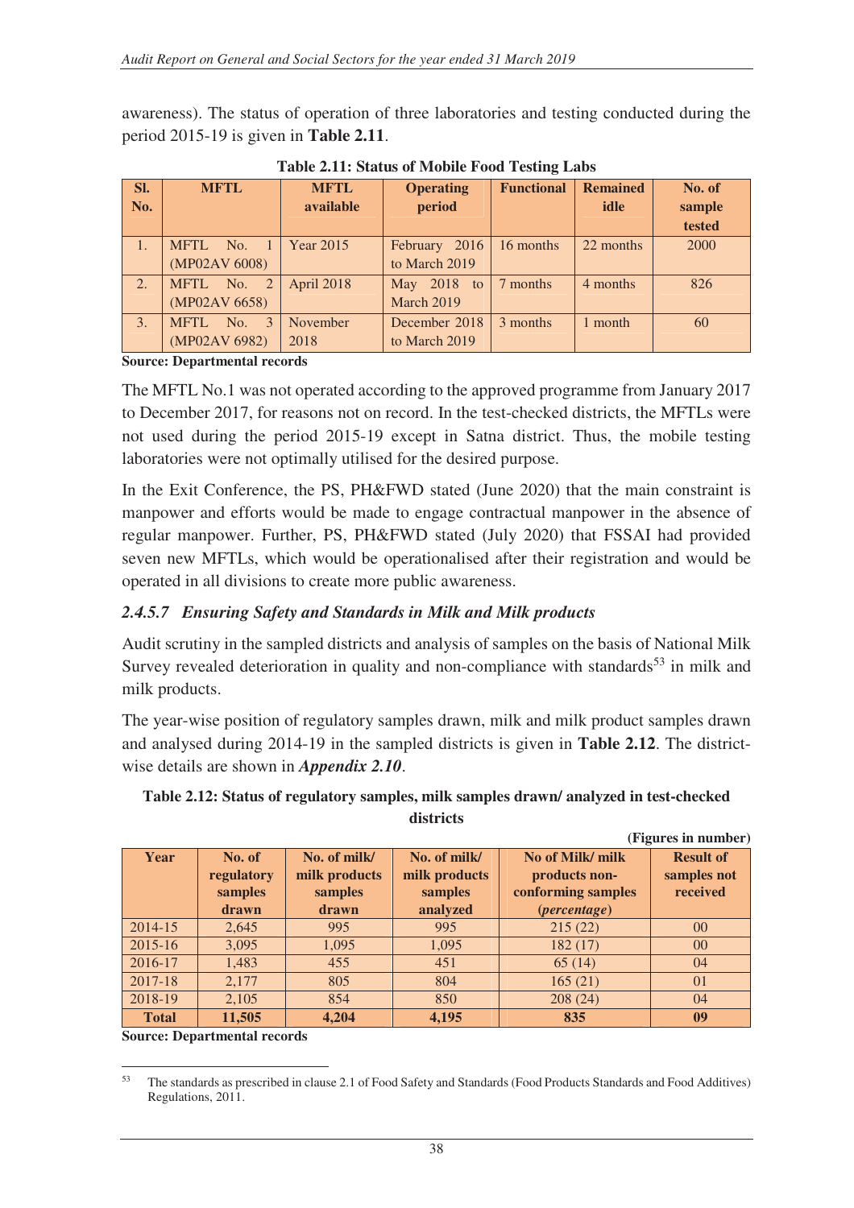awareness). The status of operation of three laboratories and testing conducted during the period 2015-19 is given in **Table 2.11**.

**Table 2.11: Status of Mobile Food Testing Labs**

| Sl. No. | MFTL | MFTL available | Operating period | Functional | Remained idle | No. of sample tested |
|---|---|---|---|---|---|---|
| 1. | MFTL No. 1 (MP02AV 6008) | Year 2015 | February 2016 to March 2019 | 16 months | 22 months | 2000 |
| 2. | MFTL No. 2 (MP02AV 6658) | April 2018 | May 2018 to March 2019 | 7 months | 4 months | 826 |
| 3. | MFTL No. 3 (MP02AV 6982) | November 2018 | December 2018 to March 2019 | 3 months | 1 month | 60 |

**Source: Departmental records**

The MFTL No.1 was not operated according to the approved programme from January 2017 to December 2017, for reasons not on record. In the test-checked districts, the MFTLs were not used during the period 2015-19 except in Satna district. Thus, the mobile testing laboratories were not optimally utilised for the desired purpose.

In the Exit Conference, the PS, PH&FWD stated (June 2020) that the main constraint is manpower and efforts would be made to engage contractual manpower in the absence of regular manpower. Further, PS, PH&FWD stated (July 2020) that FSSAI had provided seven new MFTLs, which would be operationalised after their registration and would be operated in all divisions to create more public awareness.

### *2.4.5.7 Ensuring Safety and Standards in Milk and Milk products*

Audit scrutiny in the sampled districts and analysis of samples on the basis of National Milk Survey revealed deterioration in quality and non-compliance with standards[53] in milk and milk products.

The year-wise position of regulatory samples drawn, milk and milk product samples drawn and analysed during 2014-19 in the sampled districts is given in **Table 2.12**. The district-wise details are shown in ***Appendix 2.10***.

**Table 2.12: Status of regulatory samples, milk samples drawn/ analyzed in test-checked districts**

**(Figures in number)**

| Year | No. of regulatory samples drawn | No. of milk/ milk products samples drawn | No. of milk/ milk products samples analyzed | No of Milk/ milk products non-conforming samples (*percentage*) | Result of samples not received |
|---|---|---|---|---|---|
| 2014-15 | 2,645 | 995 | 995 | 215 (22) | 00 |
| 2015-16 | 3,095 | 1,095 | 1,095 | 182 (17) | 00 |
| 2016-17 | 1,483 | 455 | 451 | 65 (14) | 04 |
| 2017-18 | 2,177 | 805 | 804 | 165 (21) | 01 |
| 2018-19 | 2,105 | 854 | 850 | 208 (24) | 04 |
| **Total** | **11,505** | **4,204** | **4,195** | **835** | **09** |

**Source: Departmental records**

---

[53] The standards as prescribed in clause 2.1 of Food Safety and Standards (Food Products Standards and Food Additives) Regulations, 2011.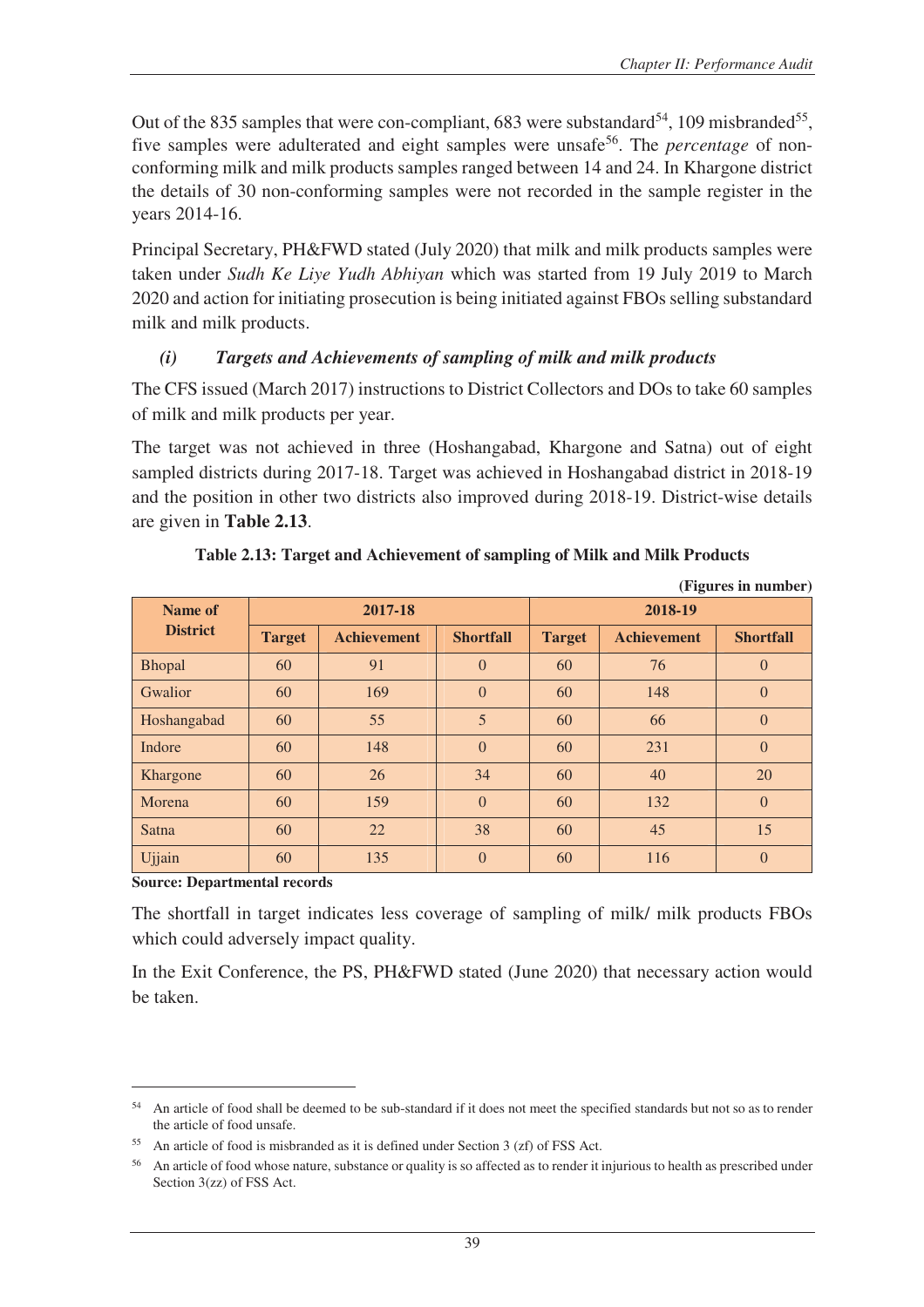Out of the 835 samples that were con-compliant, 683 were substandard[54], 109 misbranded[55], five samples were adulterated and eight samples were unsafe[56]. The *percentage* of non-conforming milk and milk products samples ranged between 14 and 24. In Khargone district the details of 30 non-conforming samples were not recorded in the sample register in the years 2014-16.

Principal Secretary, PH&FWD stated (July 2020) that milk and milk products samples were taken under *Sudh Ke Liye Yudh Abhiyan* which was started from 19 July 2019 to March 2020 and action for initiating prosecution is being initiated against FBOs selling substandard milk and milk products.

#### *(i) Targets and Achievements of sampling of milk and milk products*

The CFS issued (March 2017) instructions to District Collectors and DOs to take 60 samples of milk and milk products per year.

The target was not achieved in three (Hoshangabad, Khargone and Satna) out of eight sampled districts during 2017-18. Target was achieved in Hoshangabad district in 2018-19 and the position in other two districts also improved during 2018-19. District-wise details are given in **Table 2.13**.

**Table 2.13: Target and Achievement of sampling of Milk and Milk Products**

**(Figures in number)**

| Name of District | 2017-18 | | | 2018-19 | | |
|---|---|---|---|---|---|---|
| | Target | Achievement | Shortfall | Target | Achievement | Shortfall |
| Bhopal | 60 | 91 | 0 | 60 | 76 | 0 |
| Gwalior | 60 | 169 | 0 | 60 | 148 | 0 |
| Hoshangabad | 60 | 55 | 5 | 60 | 66 | 0 |
| Indore | 60 | 148 | 0 | 60 | 231 | 0 |
| Khargone | 60 | 26 | 34 | 60 | 40 | 20 |
| Morena | 60 | 159 | 0 | 60 | 132 | 0 |
| Satna | 60 | 22 | 38 | 60 | 45 | 15 |
| Ujjain | 60 | 135 | 0 | 60 | 116 | 0 |

**Source: Departmental records**

The shortfall in target indicates less coverage of sampling of milk/ milk products FBOs which could adversely impact quality.

In the Exit Conference, the PS, PH&FWD stated (June 2020) that necessary action would be taken.

---

[54] An article of food shall be deemed to be sub-standard if it does not meet the specified standards but not so as to render the article of food unsafe.

[55] An article of food is misbranded as it is defined under Section 3 (zf) of FSS Act.

[56] An article of food whose nature, substance or quality is so affected as to render it injurious to health as prescribed under Section 3(zz) of FSS Act.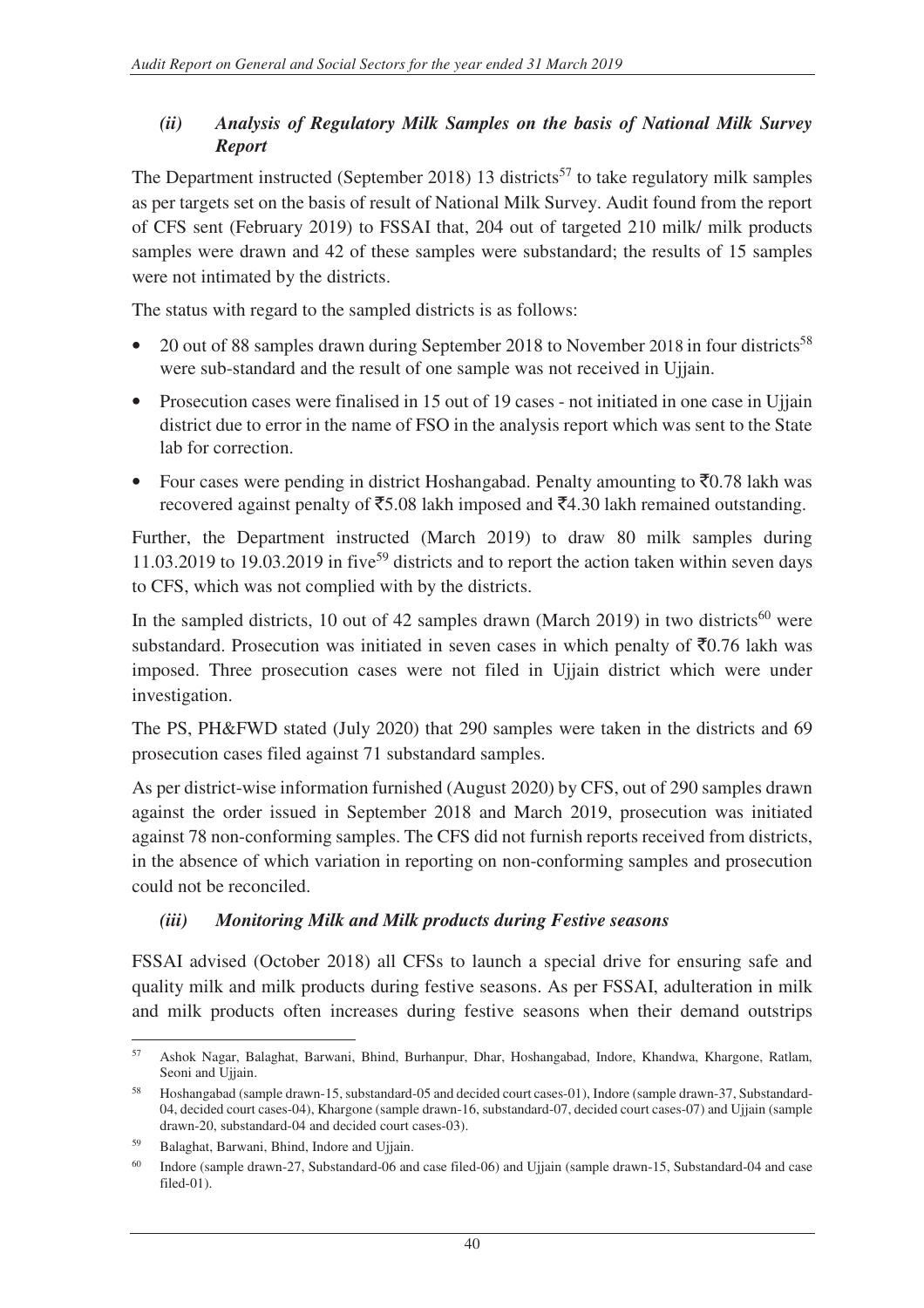### *(ii) Analysis of Regulatory Milk Samples on the basis of National Milk Survey Report*

The Department instructed (September 2018) 13 districts[57] to take regulatory milk samples as per targets set on the basis of result of National Milk Survey. Audit found from the report of CFS sent (February 2019) to FSSAI that, 204 out of targeted 210 milk/ milk products samples were drawn and 42 of these samples were substandard; the results of 15 samples were not intimated by the districts.

The status with regard to the sampled districts is as follows:

- 20 out of 88 samples drawn during September 2018 to November 2018 in four districts[58] were sub-standard and the result of one sample was not received in Ujjain.
- Prosecution cases were finalised in 15 out of 19 cases - not initiated in one case in Ujjain district due to error in the name of FSO in the analysis report which was sent to the State lab for correction.
- Four cases were pending in district Hoshangabad. Penalty amounting to ₹0.78 lakh was recovered against penalty of ₹5.08 lakh imposed and ₹4.30 lakh remained outstanding.

Further, the Department instructed (March 2019) to draw 80 milk samples during 11.03.2019 to 19.03.2019 in five[59] districts and to report the action taken within seven days to CFS, which was not complied with by the districts.

In the sampled districts, 10 out of 42 samples drawn (March 2019) in two districts[60] were substandard. Prosecution was initiated in seven cases in which penalty of ₹0.76 lakh was imposed. Three prosecution cases were not filed in Ujjain district which were under investigation.

The PS, PH&FWD stated (July 2020) that 290 samples were taken in the districts and 69 prosecution cases filed against 71 substandard samples.

As per district-wise information furnished (August 2020) by CFS, out of 290 samples drawn against the order issued in September 2018 and March 2019, prosecution was initiated against 78 non-conforming samples. The CFS did not furnish reports received from districts, in the absence of which variation in reporting on non-conforming samples and prosecution could not be reconciled.

### *(iii) Monitoring Milk and Milk products during Festive seasons*

FSSAI advised (October 2018) all CFSs to launch a special drive for ensuring safe and quality milk and milk products during festive seasons. As per FSSAI, adulteration in milk and milk products often increases during festive seasons when their demand outstrips

---

[57] Ashok Nagar, Balaghat, Barwani, Bhind, Burhanpur, Dhar, Hoshangabad, Indore, Khandwa, Khargone, Ratlam, Seoni and Ujjain.

[58] Hoshangabad (sample drawn-15, substandard-05 and decided court cases-01), Indore (sample drawn-37, Substandard-04, decided court cases-04), Khargone (sample drawn-16, substandard-07, decided court cases-07) and Ujjain (sample drawn-20, substandard-04 and decided court cases-03).

[59] Balaghat, Barwani, Bhind, Indore and Ujjain.

[60] Indore (sample drawn-27, Substandard-06 and case filed-06) and Ujjain (sample drawn-15, Substandard-04 and case filed-01).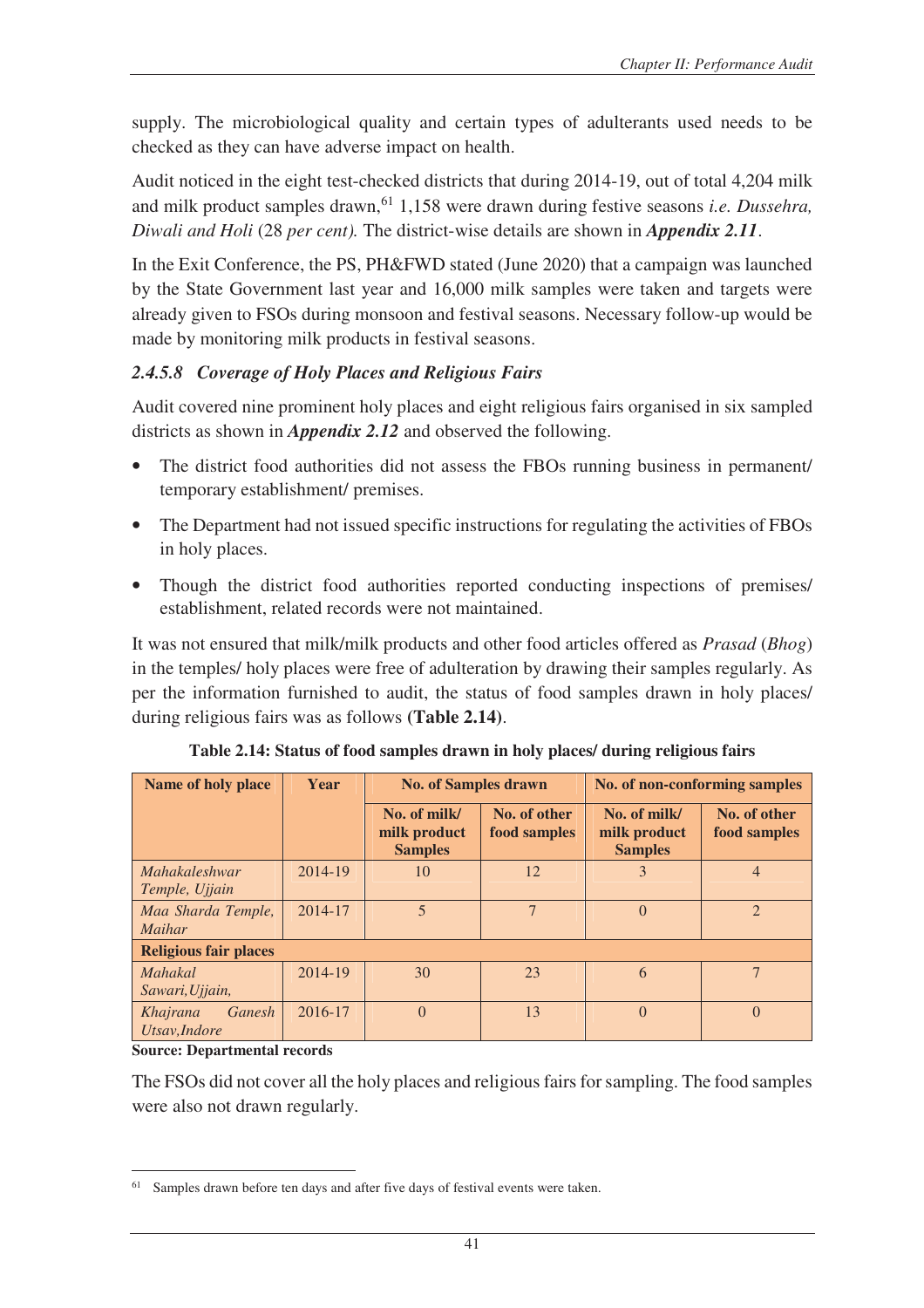supply. The microbiological quality and certain types of adulterants used needs to be checked as they can have adverse impact on health.

Audit noticed in the eight test-checked districts that during 2014-19, out of total 4,204 milk and milk product samples drawn,[61] 1,158 were drawn during festive seasons *i.e. Dussehra, Diwali and Holi* (28 *per cent).* The district-wise details are shown in ***Appendix 2.11***.

In the Exit Conference, the PS, PH&FWD stated (June 2020) that a campaign was launched by the State Government last year and 16,000 milk samples were taken and targets were already given to FSOs during monsoon and festival seasons. Necessary follow-up would be made by monitoring milk products in festival seasons.

### *2.4.5.8 Coverage of Holy Places and Religious Fairs*

Audit covered nine prominent holy places and eight religious fairs organised in six sampled districts as shown in ***Appendix 2.12*** and observed the following.

- The district food authorities did not assess the FBOs running business in permanent/ temporary establishment/ premises.
- The Department had not issued specific instructions for regulating the activities of FBOs in holy places.
- Though the district food authorities reported conducting inspections of premises/ establishment, related records were not maintained.

It was not ensured that milk/milk products and other food articles offered as *Prasad* (*Bhog*) in the temples/ holy places were free of adulteration by drawing their samples regularly. As per the information furnished to audit, the status of food samples drawn in holy places/ during religious fairs was as follows (**Table 2.14**).

**Table 2.14: Status of food samples drawn in holy places/ during religious fairs**

| Name of holy place | Year | No. of Samples drawn | | No. of non-conforming samples | |
|---|---|---|---|---|---|
| | | No. of milk/ milk product Samples | No. of other food samples | No. of milk/ milk product Samples | No. of other food samples |
| *Mahakaleshwar Temple, Ujjain* | 2014-19 | 10 | 12 | 3 | 4 |
| *Maa Sharda Temple, Maihar* | 2014-17 | 5 | 7 | 0 | 2 |
| **Religious fair places** | | | | | |
| *Mahakal Sawari,Ujjain,* | 2014-19 | 30 | 23 | 6 | 7 |
| *Khajrana Ganesh Utsav,Indore* | 2016-17 | 0 | 13 | 0 | 0 |

**Source: Departmental records**

The FSOs did not cover all the holy places and religious fairs for sampling. The food samples were also not drawn regularly.

[61] Samples drawn before ten days and after five days of festival events were taken.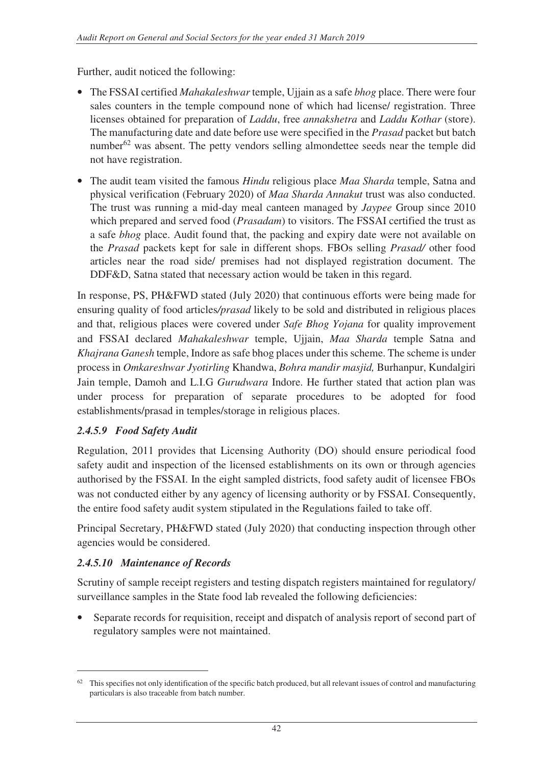Further, audit noticed the following:

- The FSSAI certified *Mahakaleshwar* temple, Ujjain as a safe *bhog* place. There were four sales counters in the temple compound none of which had license/ registration. Three licenses obtained for preparation of *Laddu*, free *annakshetra* and *Laddu Kothar* (store). The manufacturing date and date before use were specified in the *Prasad* packet but batch number[62] was absent. The petty vendors selling almondettee seeds near the temple did not have registration.
- The audit team visited the famous *Hindu* religious place *Maa Sharda* temple, Satna and physical verification (February 2020) of *Maa Sharda Annakut* trust was also conducted. The trust was running a mid-day meal canteen managed by *Jaypee* Group since 2010 which prepared and served food (*Prasadam*) to visitors. The FSSAI certified the trust as a safe *bhog* place. Audit found that, the packing and expiry date were not available on the *Prasad* packets kept for sale in different shops. FBOs selling *Prasad/* other food articles near the road side/ premises had not displayed registration document. The DDF&D, Satna stated that necessary action would be taken in this regard.

In response, PS, PH&FWD stated (July 2020) that continuous efforts were being made for ensuring quality of food articles*/prasad* likely to be sold and distributed in religious places and that, religious places were covered under *Safe Bhog Yojana* for quality improvement and FSSAI declared *Mahakaleshwar* temple, Ujjain, *Maa Sharda* temple Satna and *Khajrana Ganesh* temple, Indore as safe bhog places under this scheme. The scheme is under process in *Omkareshwar Jyotirling* Khandwa, *Bohra mandir masjid,* Burhanpur, Kundalgiri Jain temple, Damoh and L.I.G *Gurudwara* Indore. He further stated that action plan was under process for preparation of separate procedures to be adopted for food establishments/prasad in temples/storage in religious places.

### *2.4.5.9 Food Safety Audit*

Regulation, 2011 provides that Licensing Authority (DO) should ensure periodical food safety audit and inspection of the licensed establishments on its own or through agencies authorised by the FSSAI. In the eight sampled districts, food safety audit of licensee FBOs was not conducted either by any agency of licensing authority or by FSSAI. Consequently, the entire food safety audit system stipulated in the Regulations failed to take off.

Principal Secretary, PH&FWD stated (July 2020) that conducting inspection through other agencies would be considered.

### *2.4.5.10 Maintenance of Records*

Scrutiny of sample receipt registers and testing dispatch registers maintained for regulatory/ surveillance samples in the State food lab revealed the following deficiencies:

- Separate records for requisition, receipt and dispatch of analysis report of second part of regulatory samples were not maintained.

---

[62] This specifies not only identification of the specific batch produced, but all relevant issues of control and manufacturing particulars is also traceable from batch number.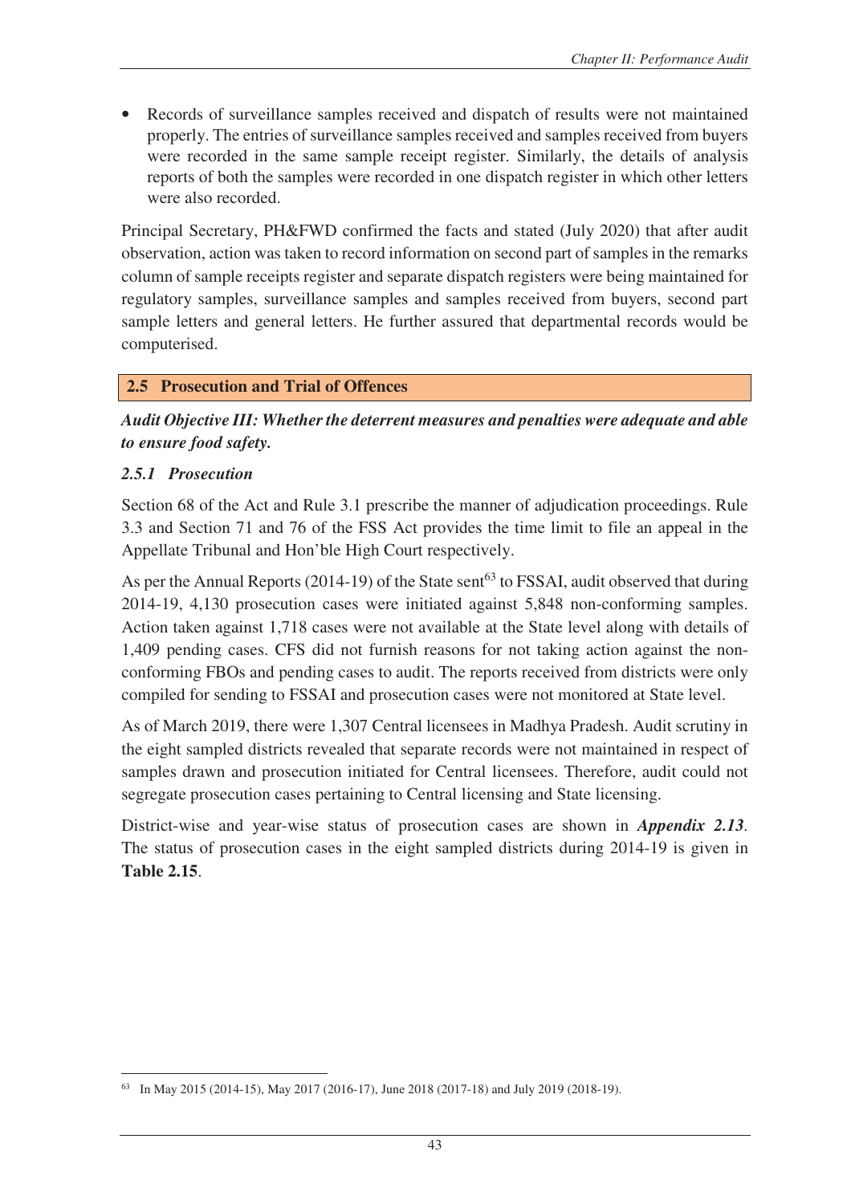- Records of surveillance samples received and dispatch of results were not maintained properly. The entries of surveillance samples received and samples received from buyers were recorded in the same sample receipt register. Similarly, the details of analysis reports of both the samples were recorded in one dispatch register in which other letters were also recorded.

Principal Secretary, PH&FWD confirmed the facts and stated (July 2020) that after audit observation, action was taken to record information on second part of samples in the remarks column of sample receipts register and separate dispatch registers were being maintained for regulatory samples, surveillance samples and samples received from buyers, second part sample letters and general letters. He further assured that departmental records would be computerised.

## 2.5 Prosecution and Trial of Offences

***Audit Objective III: Whether the deterrent measures and penalties were adequate and able to ensure food safety.***

### *2.5.1 Prosecution*

Section 68 of the Act and Rule 3.1 prescribe the manner of adjudication proceedings. Rule 3.3 and Section 71 and 76 of the FSS Act provides the time limit to file an appeal in the Appellate Tribunal and Hon'ble High Court respectively.

As per the Annual Reports (2014-19) of the State sent[63] to FSSAI, audit observed that during 2014-19, 4,130 prosecution cases were initiated against 5,848 non-conforming samples. Action taken against 1,718 cases were not available at the State level along with details of 1,409 pending cases. CFS did not furnish reasons for not taking action against the non-conforming FBOs and pending cases to audit. The reports received from districts were only compiled for sending to FSSAI and prosecution cases were not monitored at State level.

As of March 2019, there were 1,307 Central licensees in Madhya Pradesh. Audit scrutiny in the eight sampled districts revealed that separate records were not maintained in respect of samples drawn and prosecution initiated for Central licensees. Therefore, audit could not segregate prosecution cases pertaining to Central licensing and State licensing.

District-wise and year-wise status of prosecution cases are shown in ***Appendix 2.13***. The status of prosecution cases in the eight sampled districts during 2014-19 is given in **Table 2.15**.

---

[63] In May 2015 (2014-15), May 2017 (2016-17), June 2018 (2017-18) and July 2019 (2018-19).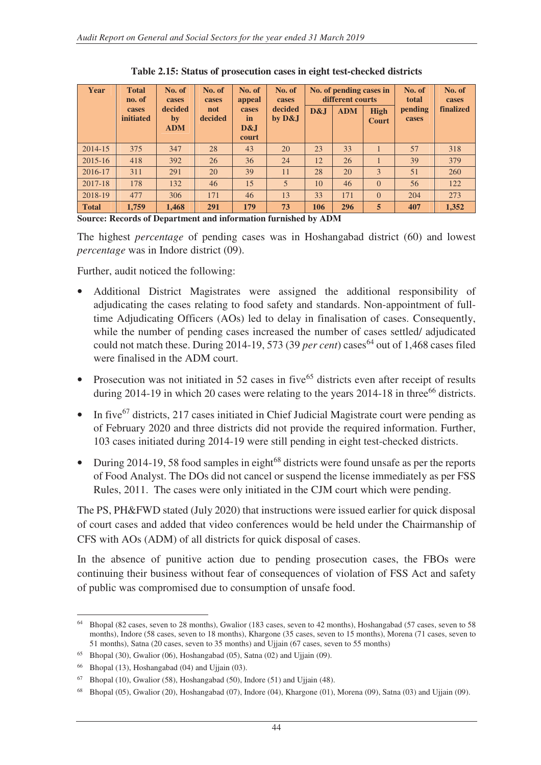**Table 2.15: Status of prosecution cases in eight test-checked districts**

| Year | Total no. of cases initiated | No. of cases decided by ADM | No. of cases not decided | No. of appeal cases in D&J court | No. of cases decided by D&J | No. of pending cases in different courts | | | No. of total pending cases | No. of cases finalized |
|---|---|---|---|---|---|---|---|---|---|---|
| | | | | | | D&J | ADM | High Court | | |
| 2014-15 | 375 | 347 | 28 | 43 | 20 | 23 | 33 | 1 | 57 | 318 |
| 2015-16 | 418 | 392 | 26 | 36 | 24 | 12 | 26 | 1 | 39 | 379 |
| 2016-17 | 311 | 291 | 20 | 39 | 11 | 28 | 20 | 3 | 51 | 260 |
| 2017-18 | 178 | 132 | 46 | 15 | 5 | 10 | 46 | 0 | 56 | 122 |
| 2018-19 | 477 | 306 | 171 | 46 | 13 | 33 | 171 | 0 | 204 | 273 |
| **Total** | **1,759** | **1,468** | **291** | **179** | **73** | **106** | **296** | **5** | **407** | **1,352** |

**Source: Records of Department and information furnished by ADM**

The highest *percentage* of pending cases was in Hoshangabad district (60) and lowest *percentage* was in Indore district (09).

Further, audit noticed the following:

- Additional District Magistrates were assigned the additional responsibility of adjudicating the cases relating to food safety and standards. Non-appointment of full-time Adjudicating Officers (AOs) led to delay in finalisation of cases. Consequently, while the number of pending cases increased the number of cases settled/ adjudicated could not match these. During 2014-19, 573 (39 *per cent*) cases[64] out of 1,468 cases filed were finalised in the ADM court.
- Prosecution was not initiated in 52 cases in five[65] districts even after receipt of results during 2014-19 in which 20 cases were relating to the years 2014-18 in three[66] districts.
- In five[67] districts, 217 cases initiated in Chief Judicial Magistrate court were pending as of February 2020 and three districts did not provide the required information. Further, 103 cases initiated during 2014-19 were still pending in eight test-checked districts.
- During 2014-19, 58 food samples in eight[68] districts were found unsafe as per the reports of Food Analyst. The DOs did not cancel or suspend the license immediately as per FSS Rules, 2011. The cases were only initiated in the CJM court which were pending.

The PS, PH&FWD stated (July 2020) that instructions were issued earlier for quick disposal of court cases and added that video conferences would be held under the Chairmanship of CFS with AOs (ADM) of all districts for quick disposal of cases.

In the absence of punitive action due to pending prosecution cases, the FBOs were continuing their business without fear of consequences of violation of FSS Act and safety of public was compromised due to consumption of unsafe food.

---

[64] Bhopal (82 cases, seven to 28 months), Gwalior (183 cases, seven to 42 months), Hoshangabad (57 cases, seven to 58 months), Indore (58 cases, seven to 18 months), Khargone (35 cases, seven to 15 months), Morena (71 cases, seven to 51 months), Satna (20 cases, seven to 35 months) and Ujjain (67 cases, seven to 55 months)

[65] Bhopal (30), Gwalior (06), Hoshangabad (05), Satna (02) and Ujjain (09).

[66] Bhopal (13), Hoshangabad (04) and Ujjain (03).

[67] Bhopal (10), Gwalior (58), Hoshangabad (50), Indore (51) and Ujjain (48).

[68] Bhopal (05), Gwalior (20), Hoshangabad (07), Indore (04), Khargone (01), Morena (09), Satna (03) and Ujjain (09).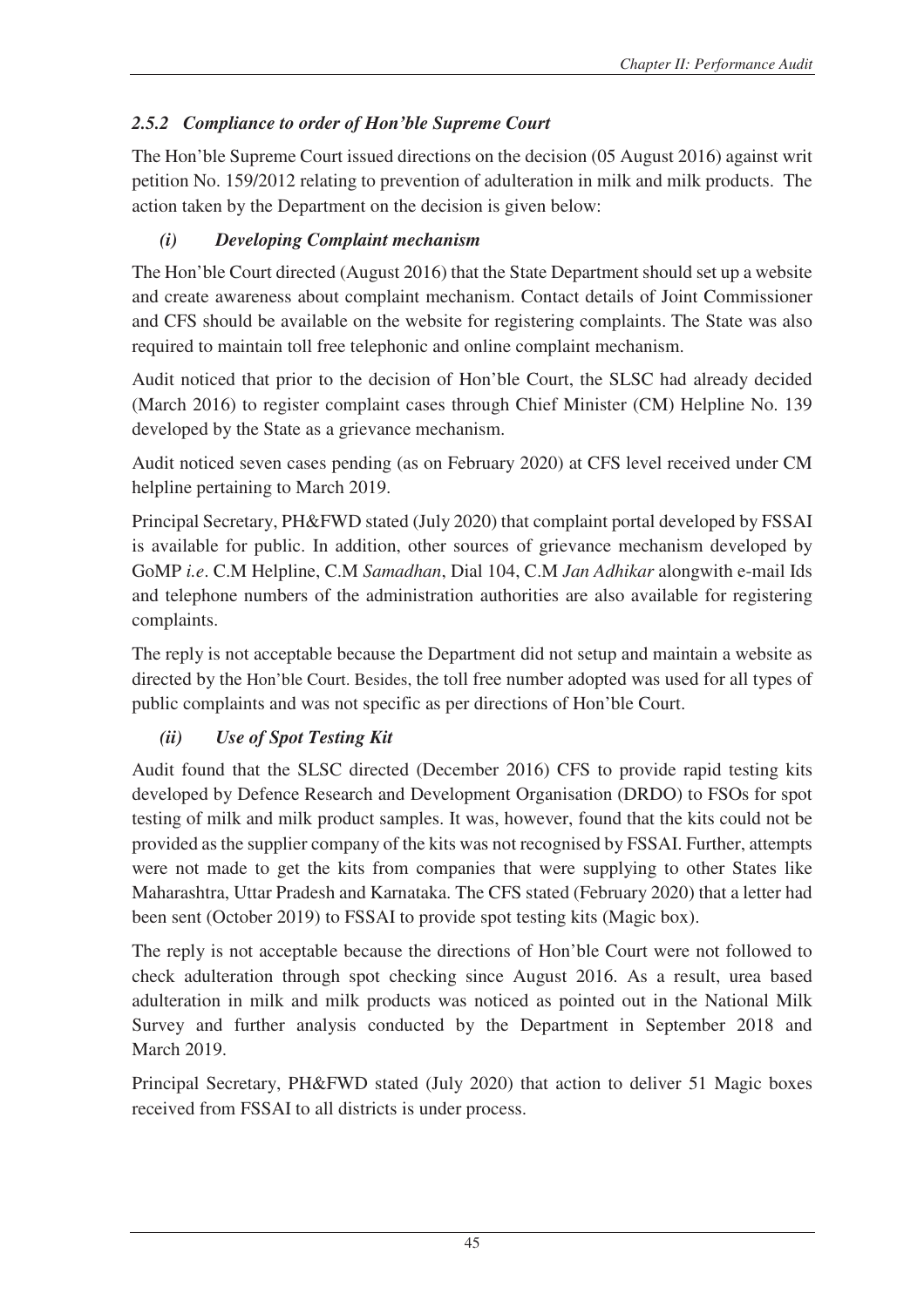### *2.5.2 Compliance to order of Hon'ble Supreme Court*

The Hon'ble Supreme Court issued directions on the decision (05 August 2016) against writ petition No. 159/2012 relating to prevention of adulteration in milk and milk products. The action taken by the Department on the decision is given below:

#### *(i) Developing Complaint mechanism*

The Hon'ble Court directed (August 2016) that the State Department should set up a website and create awareness about complaint mechanism. Contact details of Joint Commissioner and CFS should be available on the website for registering complaints. The State was also required to maintain toll free telephonic and online complaint mechanism.

Audit noticed that prior to the decision of Hon'ble Court, the SLSC had already decided (March 2016) to register complaint cases through Chief Minister (CM) Helpline No. 139 developed by the State as a grievance mechanism.

Audit noticed seven cases pending (as on February 2020) at CFS level received under CM helpline pertaining to March 2019.

Principal Secretary, PH&FWD stated (July 2020) that complaint portal developed by FSSAI is available for public. In addition, other sources of grievance mechanism developed by GoMP *i.e*. C.M Helpline, C.M *Samadhan*, Dial 104, C.M *Jan Adhikar* alongwith e-mail Ids and telephone numbers of the administration authorities are also available for registering complaints.

The reply is not acceptable because the Department did not setup and maintain a website as directed by the Hon'ble Court. Besides, the toll free number adopted was used for all types of public complaints and was not specific as per directions of Hon'ble Court.

#### *(ii) Use of Spot Testing Kit*

Audit found that the SLSC directed (December 2016) CFS to provide rapid testing kits developed by Defence Research and Development Organisation (DRDO) to FSOs for spot testing of milk and milk product samples. It was, however, found that the kits could not be provided as the supplier company of the kits was not recognised by FSSAI. Further, attempts were not made to get the kits from companies that were supplying to other States like Maharashtra, Uttar Pradesh and Karnataka. The CFS stated (February 2020) that a letter had been sent (October 2019) to FSSAI to provide spot testing kits (Magic box).

The reply is not acceptable because the directions of Hon'ble Court were not followed to check adulteration through spot checking since August 2016. As a result, urea based adulteration in milk and milk products was noticed as pointed out in the National Milk Survey and further analysis conducted by the Department in September 2018 and March 2019.

Principal Secretary, PH&FWD stated (July 2020) that action to deliver 51 Magic boxes received from FSSAI to all districts is under process.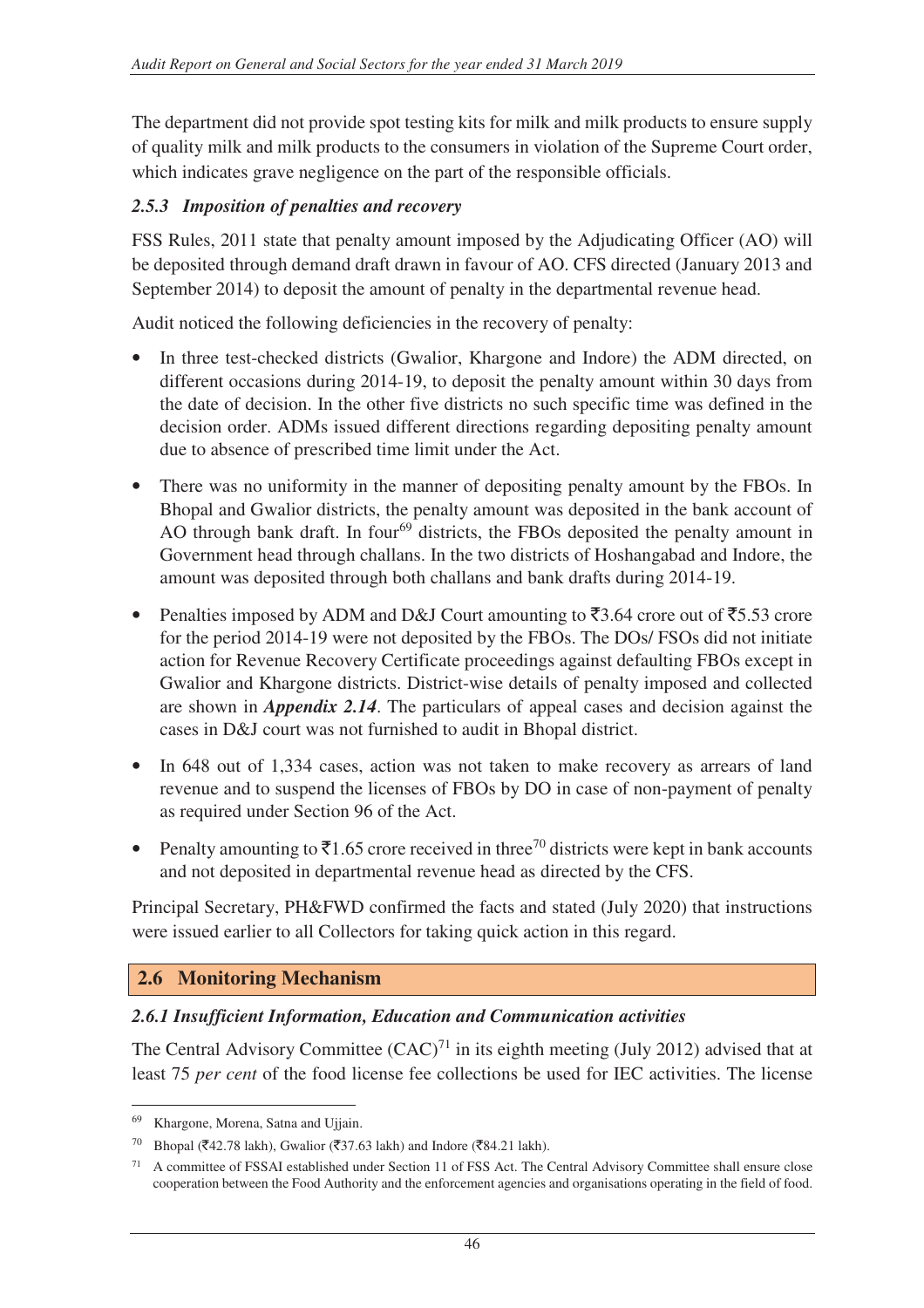The department did not provide spot testing kits for milk and milk products to ensure supply of quality milk and milk products to the consumers in violation of the Supreme Court order, which indicates grave negligence on the part of the responsible officials.

### *2.5.3 Imposition of penalties and recovery*

FSS Rules, 2011 state that penalty amount imposed by the Adjudicating Officer (AO) will be deposited through demand draft drawn in favour of AO. CFS directed (January 2013 and September 2014) to deposit the amount of penalty in the departmental revenue head.

Audit noticed the following deficiencies in the recovery of penalty:

- In three test-checked districts (Gwalior, Khargone and Indore) the ADM directed, on different occasions during 2014-19, to deposit the penalty amount within 30 days from the date of decision. In the other five districts no such specific time was defined in the decision order. ADMs issued different directions regarding depositing penalty amount due to absence of prescribed time limit under the Act.
- There was no uniformity in the manner of depositing penalty amount by the FBOs. In Bhopal and Gwalior districts, the penalty amount was deposited in the bank account of AO through bank draft. In four[69] districts, the FBOs deposited the penalty amount in Government head through challans. In the two districts of Hoshangabad and Indore, the amount was deposited through both challans and bank drafts during 2014-19.
- Penalties imposed by ADM and D&J Court amounting to ₹3.64 crore out of ₹5.53 crore for the period 2014-19 were not deposited by the FBOs. The DOs/ FSOs did not initiate action for Revenue Recovery Certificate proceedings against defaulting FBOs except in Gwalior and Khargone districts. District-wise details of penalty imposed and collected are shown in ***Appendix 2.14***. The particulars of appeal cases and decision against the cases in D&J court was not furnished to audit in Bhopal district.
- In 648 out of 1,334 cases, action was not taken to make recovery as arrears of land revenue and to suspend the licenses of FBOs by DO in case of non-payment of penalty as required under Section 96 of the Act.
- Penalty amounting to ₹1.65 crore received in three[70] districts were kept in bank accounts and not deposited in departmental revenue head as directed by the CFS.

Principal Secretary, PH&FWD confirmed the facts and stated (July 2020) that instructions were issued earlier to all Collectors for taking quick action in this regard.

## 2.6 Monitoring Mechanism

### *2.6.1 Insufficient Information, Education and Communication activities*

The Central Advisory Committee (CAC)[71] in its eighth meeting (July 2012) advised that at least 75 *per cent* of the food license fee collections be used for IEC activities. The license

---

[69] Khargone, Morena, Satna and Ujjain.

[70] Bhopal (₹42.78 lakh), Gwalior (₹37.63 lakh) and Indore (₹84.21 lakh).

[71] A committee of FSSAI established under Section 11 of FSS Act. The Central Advisory Committee shall ensure close cooperation between the Food Authority and the enforcement agencies and organisations operating in the field of food.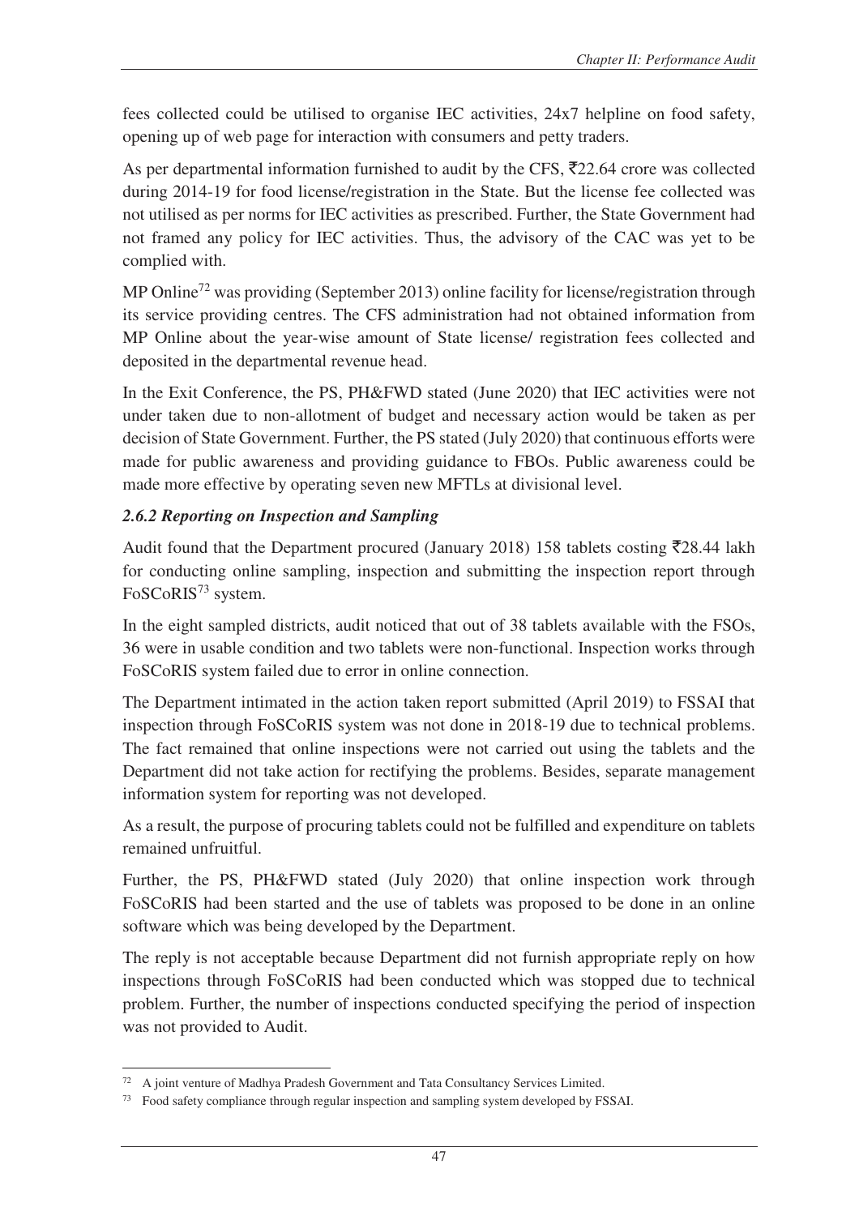fees collected could be utilised to organise IEC activities, 24x7 helpline on food safety, opening up of web page for interaction with consumers and petty traders.

As per departmental information furnished to audit by the CFS, ₹22.64 crore was collected during 2014-19 for food license/registration in the State. But the license fee collected was not utilised as per norms for IEC activities as prescribed. Further, the State Government had not framed any policy for IEC activities. Thus, the advisory of the CAC was yet to be complied with.

MP Online[72] was providing (September 2013) online facility for license/registration through its service providing centres. The CFS administration had not obtained information from MP Online about the year-wise amount of State license/ registration fees collected and deposited in the departmental revenue head.

In the Exit Conference, the PS, PH&FWD stated (June 2020) that IEC activities were not under taken due to non-allotment of budget and necessary action would be taken as per decision of State Government. Further, the PS stated (July 2020) that continuous efforts were made for public awareness and providing guidance to FBOs. Public awareness could be made more effective by operating seven new MFTLs at divisional level.

### *2.6.2 Reporting on Inspection and Sampling*

Audit found that the Department procured (January 2018) 158 tablets costing ₹28.44 lakh for conducting online sampling, inspection and submitting the inspection report through FoSCoRIS[73] system.

In the eight sampled districts, audit noticed that out of 38 tablets available with the FSOs, 36 were in usable condition and two tablets were non-functional. Inspection works through FoSCoRIS system failed due to error in online connection.

The Department intimated in the action taken report submitted (April 2019) to FSSAI that inspection through FoSCoRIS system was not done in 2018-19 due to technical problems. The fact remained that online inspections were not carried out using the tablets and the Department did not take action for rectifying the problems. Besides, separate management information system for reporting was not developed.

As a result, the purpose of procuring tablets could not be fulfilled and expenditure on tablets remained unfruitful.

Further, the PS, PH&FWD stated (July 2020) that online inspection work through FoSCoRIS had been started and the use of tablets was proposed to be done in an online software which was being developed by the Department.

The reply is not acceptable because Department did not furnish appropriate reply on how inspections through FoSCoRIS had been conducted which was stopped due to technical problem. Further, the number of inspections conducted specifying the period of inspection was not provided to Audit.

---

[72] A joint venture of Madhya Pradesh Government and Tata Consultancy Services Limited.

[73] Food safety compliance through regular inspection and sampling system developed by FSSAI.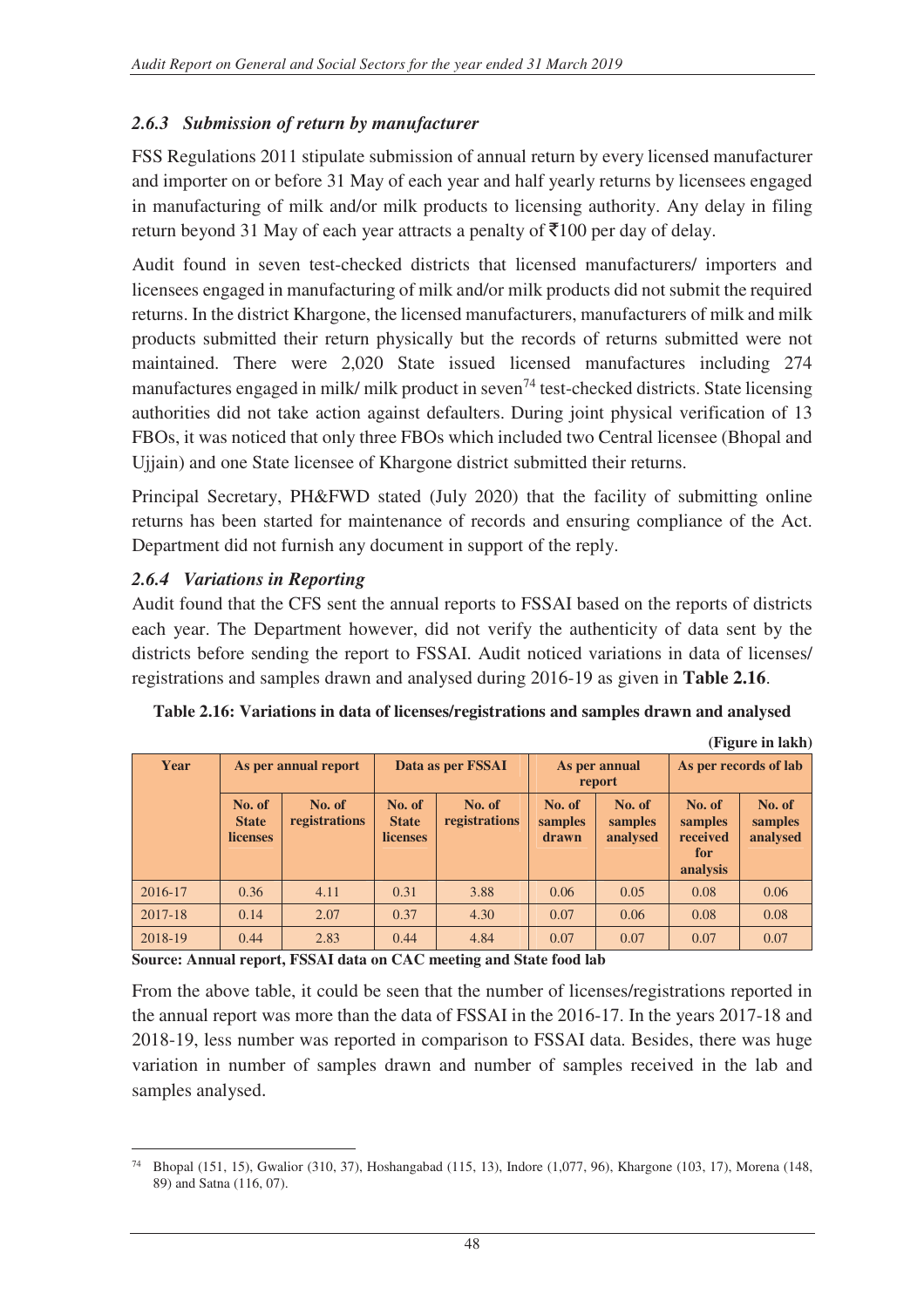### *2.6.3 Submission of return by manufacturer*

FSS Regulations 2011 stipulate submission of annual return by every licensed manufacturer and importer on or before 31 May of each year and half yearly returns by licensees engaged in manufacturing of milk and/or milk products to licensing authority. Any delay in filing return beyond 31 May of each year attracts a penalty of ₹100 per day of delay.

Audit found in seven test-checked districts that licensed manufacturers/ importers and licensees engaged in manufacturing of milk and/or milk products did not submit the required returns. In the district Khargone, the licensed manufacturers, manufacturers of milk and milk products submitted their return physically but the records of returns submitted were not maintained. There were 2,020 State issued licensed manufactures including 274 manufactures engaged in milk/ milk product in seven[74] test-checked districts. State licensing authorities did not take action against defaulters. During joint physical verification of 13 FBOs, it was noticed that only three FBOs which included two Central licensee (Bhopal and Ujjain) and one State licensee of Khargone district submitted their returns.

Principal Secretary, PH&FWD stated (July 2020) that the facility of submitting online returns has been started for maintenance of records and ensuring compliance of the Act. Department did not furnish any document in support of the reply.

### *2.6.4 Variations in Reporting*

Audit found that the CFS sent the annual reports to FSSAI based on the reports of districts each year. The Department however, did not verify the authenticity of data sent by the districts before sending the report to FSSAI. Audit noticed variations in data of licenses/ registrations and samples drawn and analysed during 2016-19 as given in **Table 2.16**.

**Table 2.16: Variations in data of licenses/registrations and samples drawn and analysed**

**(Figure in lakh)**

| Year | As per annual report | | Data as per FSSAI | | As per annual report | | As per records of lab | |
|---|---|---|---|---|---|---|---|---|
| | No. of State licenses | No. of registrations | No. of State licenses | No. of registrations | No. of samples drawn | No. of samples analysed | No. of samples received for analysis | No. of samples analysed |
| 2016-17 | 0.36 | 4.11 | 0.31 | 3.88 | 0.06 | 0.05 | 0.08 | 0.06 |
| 2017-18 | 0.14 | 2.07 | 0.37 | 4.30 | 0.07 | 0.06 | 0.08 | 0.08 |
| 2018-19 | 0.44 | 2.83 | 0.44 | 4.84 | 0.07 | 0.07 | 0.07 | 0.07 |

**Source: Annual report, FSSAI data on CAC meeting and State food lab**

From the above table, it could be seen that the number of licenses/registrations reported in the annual report was more than the data of FSSAI in the 2016-17. In the years 2017-18 and 2018-19, less number was reported in comparison to FSSAI data. Besides, there was huge variation in number of samples drawn and number of samples received in the lab and samples analysed.

---

[74] Bhopal (151, 15), Gwalior (310, 37), Hoshangabad (115, 13), Indore (1,077, 96), Khargone (103, 17), Morena (148, 89) and Satna (116, 07).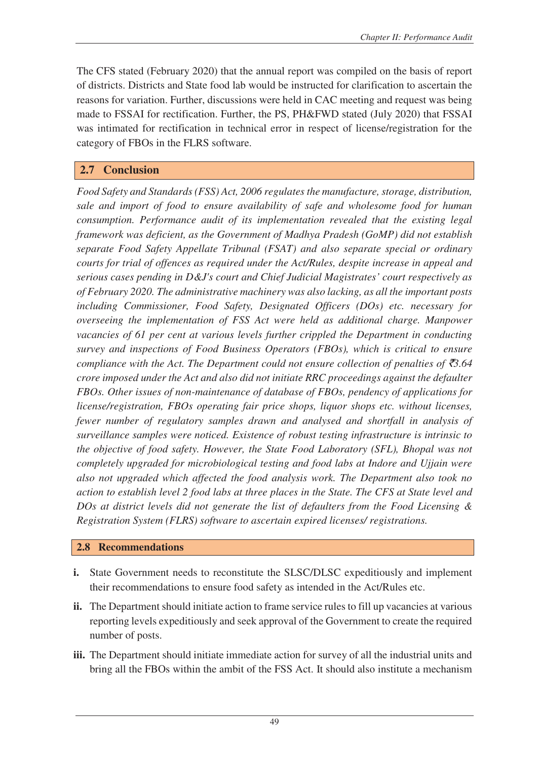The CFS stated (February 2020) that the annual report was compiled on the basis of report of districts. Districts and State food lab would be instructed for clarification to ascertain the reasons for variation. Further, discussions were held in CAC meeting and request was being made to FSSAI for rectification. Further, the PS, PH&FWD stated (July 2020) that FSSAI was intimated for rectification in technical error in respect of license/registration for the category of FBOs in the FLRS software.

## 2.7 Conclusion

*Food Safety and Standards (FSS) Act, 2006 regulates the manufacture, storage, distribution, sale and import of food to ensure availability of safe and wholesome food for human consumption. Performance audit of its implementation revealed that the existing legal framework was deficient, as the Government of Madhya Pradesh (GoMP) did not establish separate Food Safety Appellate Tribunal (FSAT) and also separate special or ordinary courts for trial of offences as required under the Act/Rules, despite increase in appeal and serious cases pending in D&J's court and Chief Judicial Magistrates' court respectively as of February 2020. The administrative machinery was also lacking, as all the important posts including Commissioner, Food Safety, Designated Officers (DOs) etc. necessary for overseeing the implementation of FSS Act were held as additional charge. Manpower vacancies of 61 per cent at various levels further crippled the Department in conducting survey and inspections of Food Business Operators (FBOs), which is critical to ensure compliance with the Act. The Department could not ensure collection of penalties of ₹3.64 crore imposed under the Act and also did not initiate RRC proceedings against the defaulter FBOs. Other issues of non-maintenance of database of FBOs, pendency of applications for license/registration, FBOs operating fair price shops, liquor shops etc. without licenses, fewer number of regulatory samples drawn and analysed and shortfall in analysis of surveillance samples were noticed. Existence of robust testing infrastructure is intrinsic to the objective of food safety. However, the State Food Laboratory (SFL), Bhopal was not completely upgraded for microbiological testing and food labs at Indore and Ujjain were also not upgraded which affected the food analysis work. The Department also took no action to establish level 2 food labs at three places in the State. The CFS at State level and DOs at district levels did not generate the list of defaulters from the Food Licensing & Registration System (FLRS) software to ascertain expired licenses/ registrations.*

## 2.8 Recommendations

**i.** State Government needs to reconstitute the SLSC/DLSC expeditiously and implement their recommendations to ensure food safety as intended in the Act/Rules etc.

**ii.** The Department should initiate action to frame service rules to fill up vacancies at various reporting levels expeditiously and seek approval of the Government to create the required number of posts.

**iii.** The Department should initiate immediate action for survey of all the industrial units and bring all the FBOs within the ambit of the FSS Act. It should also institute a mechanism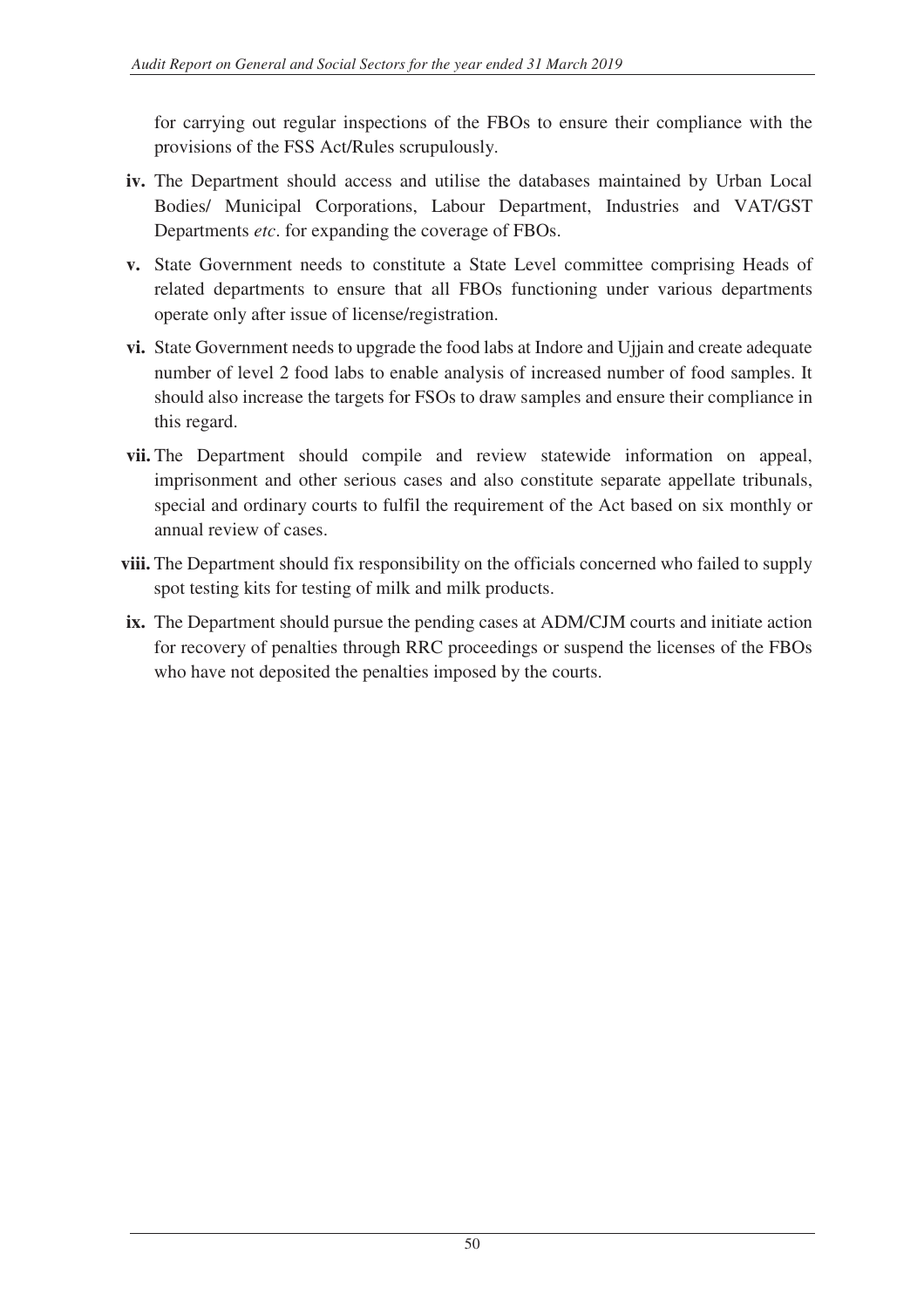for carrying out regular inspections of the FBOs to ensure their compliance with the provisions of the FSS Act/Rules scrupulously.

**iv.** The Department should access and utilise the databases maintained by Urban Local Bodies/ Municipal Corporations, Labour Department, Industries and VAT/GST Departments *etc*. for expanding the coverage of FBOs.

**v.** State Government needs to constitute a State Level committee comprising Heads of related departments to ensure that all FBOs functioning under various departments operate only after issue of license/registration.

**vi.** State Government needs to upgrade the food labs at Indore and Ujjain and create adequate number of level 2 food labs to enable analysis of increased number of food samples. It should also increase the targets for FSOs to draw samples and ensure their compliance in this regard.

**vii.** The Department should compile and review statewide information on appeal, imprisonment and other serious cases and also constitute separate appellate tribunals, special and ordinary courts to fulfil the requirement of the Act based on six monthly or annual review of cases.

**viii.** The Department should fix responsibility on the officials concerned who failed to supply spot testing kits for testing of milk and milk products.

**ix.** The Department should pursue the pending cases at ADM/CJM courts and initiate action for recovery of penalties through RRC proceedings or suspend the licenses of the FBOs who have not deposited the penalties imposed by the courts.